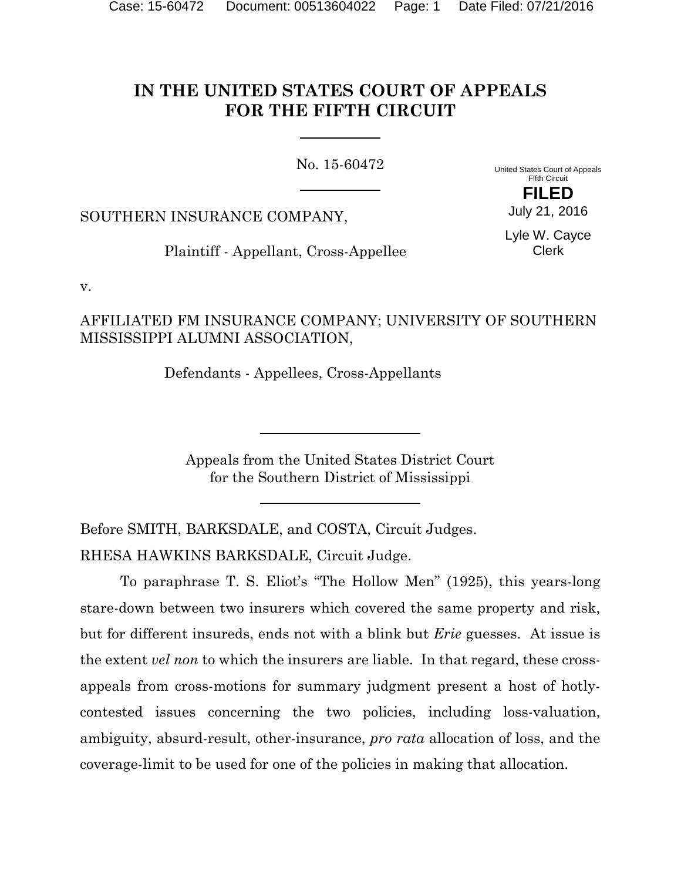# IN THE UNITED STATES COURT OF APPEALS FOR THE FIFTH CIRCUIT

No. 15-60472

United States Court of Appeals
Fifth Circuit

**FILED**

July 21, 2016

Lyle W. Cayce
Clerk

SOUTHERN INSURANCE COMPANY,

Plaintiff - Appellant, Cross-Appellee

v.

AFFILIATED FM INSURANCE COMPANY; UNIVERSITY OF SOUTHERN MISSISSIPPI ALUMNI ASSOCIATION,

Defendants - Appellees, Cross-Appellants

Appeals from the United States District Court
for the Southern District of Mississippi

Before SMITH, BARKSDALE, and COSTA, Circuit Judges.

RHESA HAWKINS BARKSDALE, Circuit Judge.

To paraphrase T. S. Eliot's "The Hollow Men" (1925), this years-long stare-down between two insurers which covered the same property and risk, but for different insureds, ends not with a blink but *Erie* guesses. At issue is the extent *vel non* to which the insurers are liable. In that regard, these cross-appeals from cross-motions for summary judgment present a host of hotly-contested issues concerning the two policies, including loss-valuation, ambiguity, absurd-result, other-insurance, *pro rata* allocation of loss, and the coverage-limit to be used for one of the policies in making that allocation.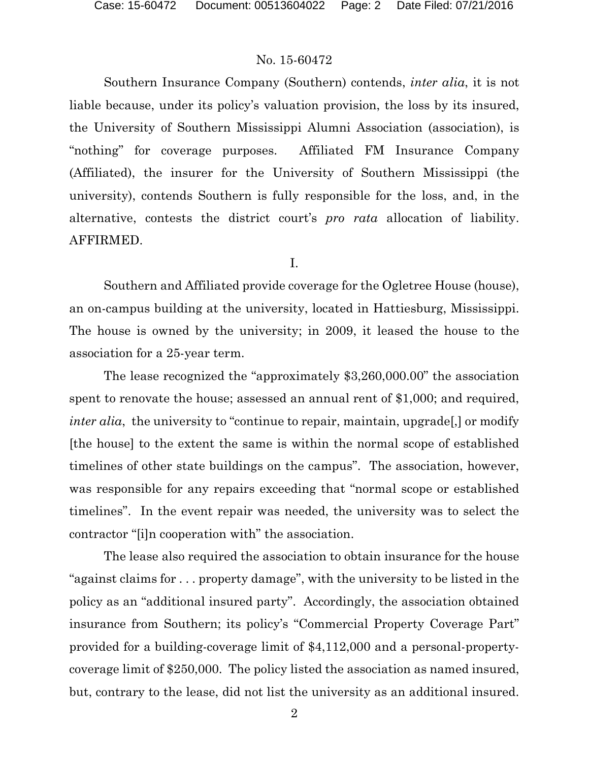No. 15-60472

Southern Insurance Company (Southern) contends, *inter alia*, it is not liable because, under its policy's valuation provision, the loss by its insured, the University of Southern Mississippi Alumni Association (association), is "nothing" for coverage purposes. Affiliated FM Insurance Company (Affiliated), the insurer for the University of Southern Mississippi (the university), contends Southern is fully responsible for the loss, and, in the alternative, contests the district court's *pro rata* allocation of liability. AFFIRMED.

I.

Southern and Affiliated provide coverage for the Ogletree House (house), an on-campus building at the university, located in Hattiesburg, Mississippi. The house is owned by the university; in 2009, it leased the house to the association for a 25-year term.

The lease recognized the "approximately $3,260,000.00" the association spent to renovate the house; assessed an annual rent of $1,000; and required, *inter alia*, the university to "continue to repair, maintain, upgrade[,] or modify [the house] to the extent the same is within the normal scope of established timelines of other state buildings on the campus". The association, however, was responsible for any repairs exceeding that "normal scope or established timelines". In the event repair was needed, the university was to select the contractor "[i]n cooperation with" the association.

The lease also required the association to obtain insurance for the house "against claims for . . . property damage", with the university to be listed in the policy as an "additional insured party". Accordingly, the association obtained insurance from Southern; its policy's "Commercial Property Coverage Part" provided for a building-coverage limit of $4,112,000 and a personal-property-coverage limit of $250,000. The policy listed the association as named insured, but, contrary to the lease, did not list the university as an additional insured.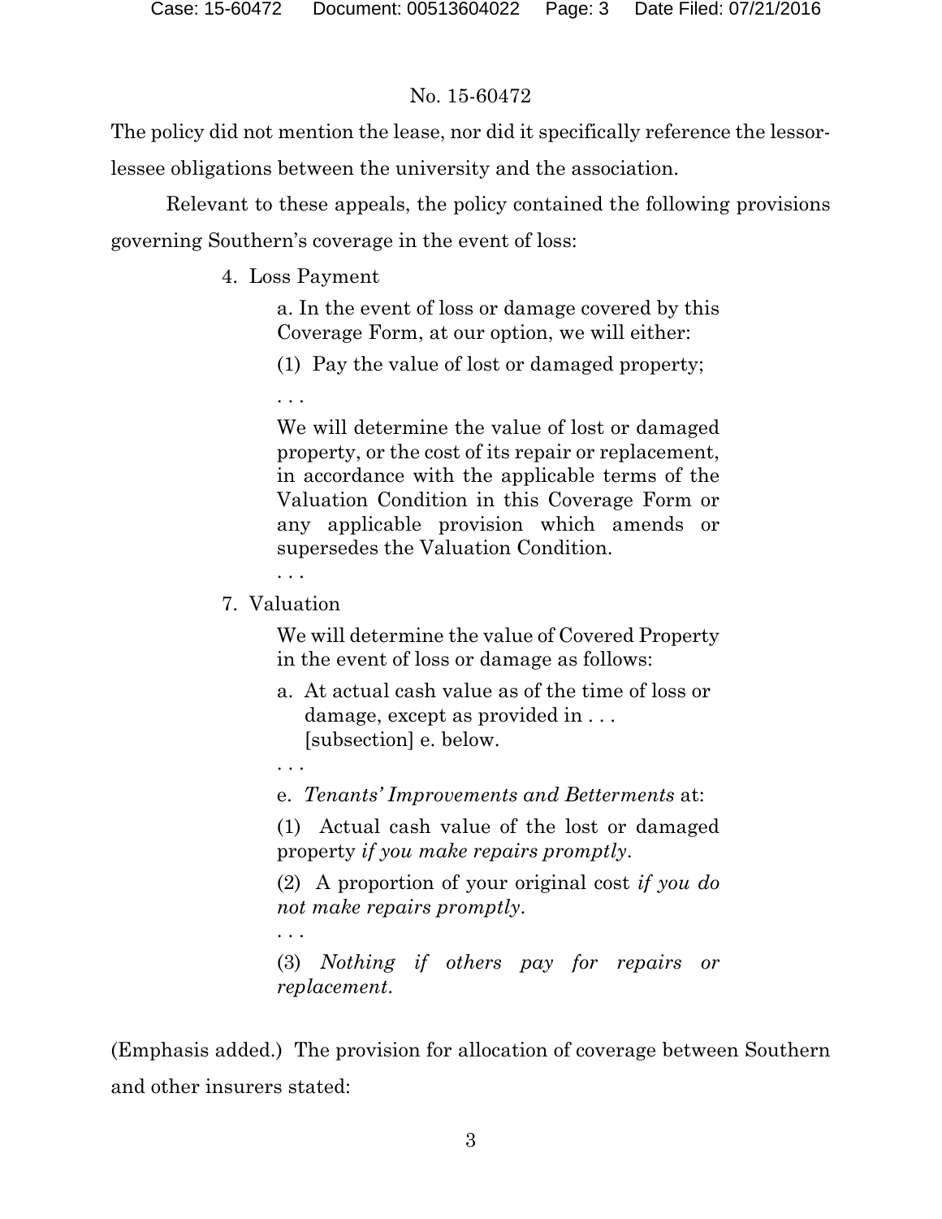The policy did not mention the lease, nor did it specifically reference the lessor-lessee obligations between the university and the association.

Relevant to these appeals, the policy contained the following provisions governing Southern's coverage in the event of loss:

> 4. Loss Payment
>
> > a. In the event of loss or damage covered by this Coverage Form, at our option, we will either:
> >
> > (1) Pay the value of lost or damaged property;
> >
> > . . .
> >
> > We will determine the value of lost or damaged property, or the cost of its repair or replacement, in accordance with the applicable terms of the Valuation Condition in this Coverage Form or any applicable provision which amends or supersedes the Valuation Condition.
> >
> > . . .
>
> 7. Valuation
>
> > We will determine the value of Covered Property in the event of loss or damage as follows:
> >
> > a. At actual cash value as of the time of loss or damage, except as provided in . . . [subsection] e. below.
> >
> > . . .
> >
> > e. *Tenants' Improvements and Betterments* at:
> >
> > (1) Actual cash value of the lost or damaged property *if you make repairs promptly*.
> >
> > (2) A proportion of your original cost *if you do not make repairs promptly*.
> >
> > . . .
> >
> > (3) *Nothing if others pay for repairs or replacement*.

(Emphasis added.) The provision for allocation of coverage between Southern and other insurers stated: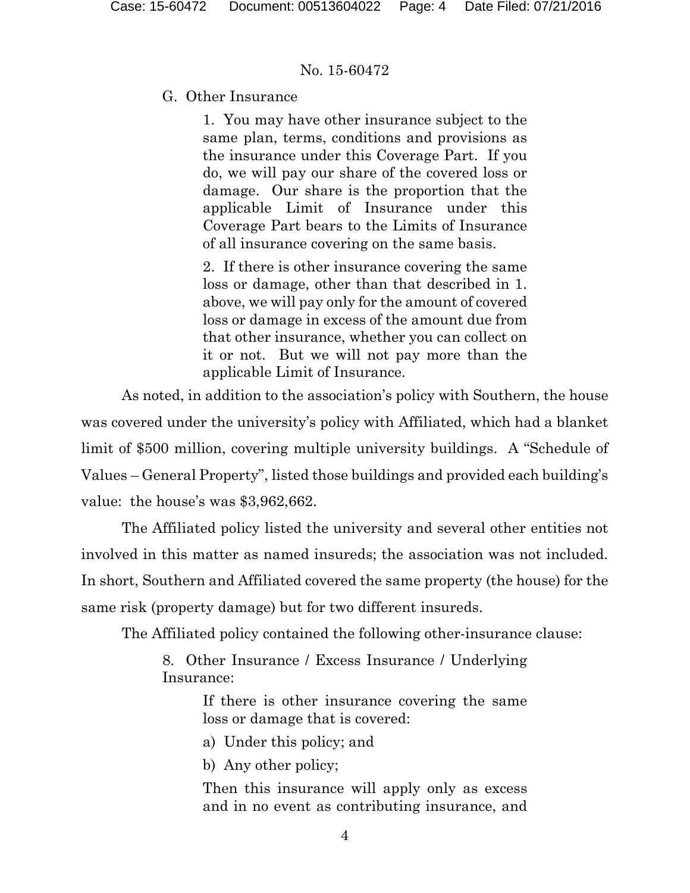G. Other Insurance

> 1. You may have other insurance subject to the same plan, terms, conditions and provisions as the insurance under this Coverage Part. If you do, we will pay our share of the covered loss or damage. Our share is the proportion that the applicable Limit of Insurance under this Coverage Part bears to the Limits of Insurance of all insurance covering on the same basis.
>
> 2. If there is other insurance covering the same loss or damage, other than that described in 1. above, we will pay only for the amount of covered loss or damage in excess of the amount due from that other insurance, whether you can collect on it or not. But we will not pay more than the applicable Limit of Insurance.

As noted, in addition to the association's policy with Southern, the house was covered under the university's policy with Affiliated, which had a blanket limit of $500 million, covering multiple university buildings. A "Schedule of Values – General Property", listed those buildings and provided each building's value: the house's was $3,962,662.

The Affiliated policy listed the university and several other entities not involved in this matter as named insureds; the association was not included. In short, Southern and Affiliated covered the same property (the house) for the same risk (property damage) but for two different insureds.

The Affiliated policy contained the following other-insurance clause:

> 8. Other Insurance / Excess Insurance / Underlying Insurance:
>
> If there is other insurance covering the same loss or damage that is covered:
>
> a) Under this policy; and
>
> b) Any other policy;
>
> Then this insurance will apply only as excess and in no event as contributing insurance, and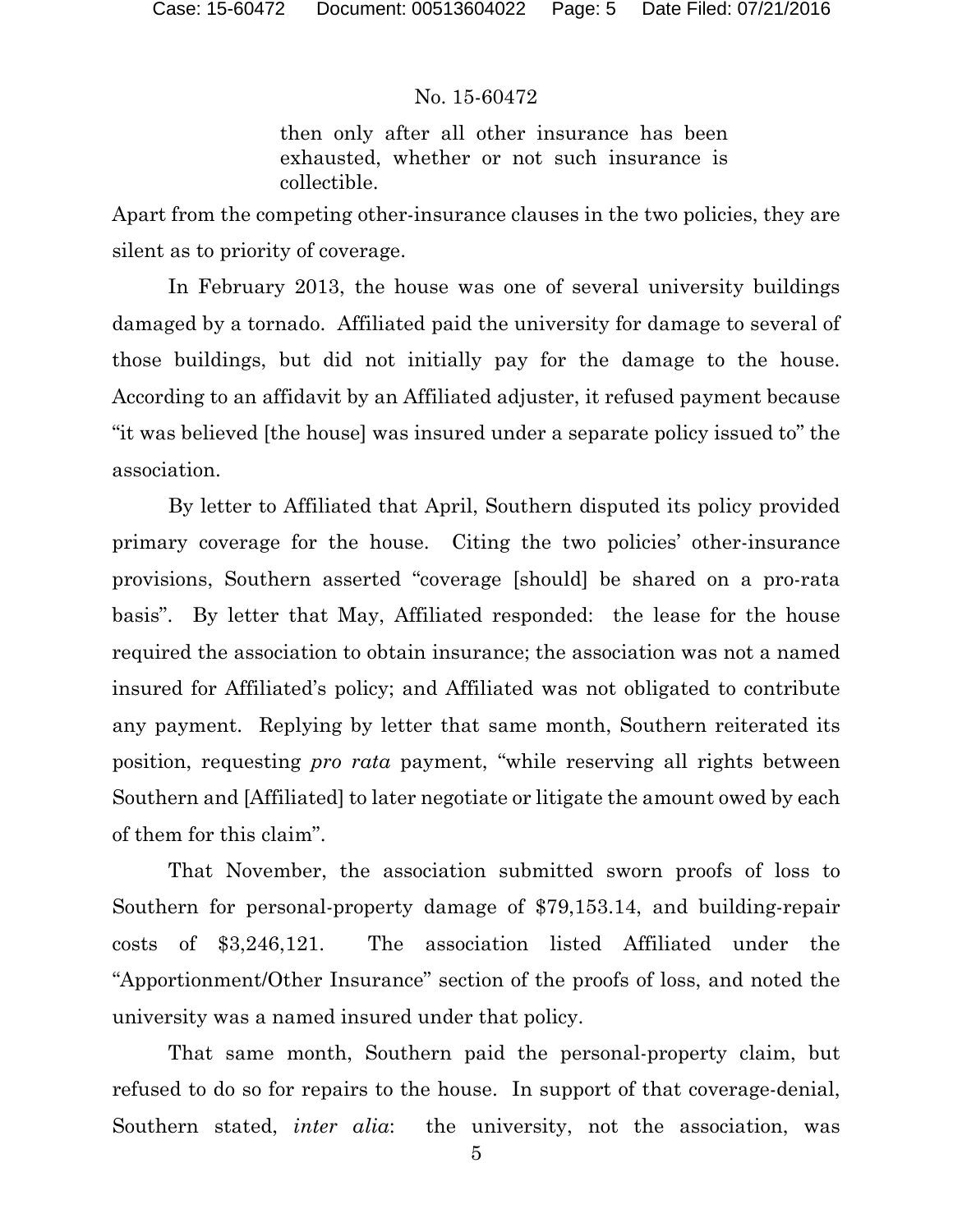> then only after all other insurance has been exhausted, whether or not such insurance is collectible.

Apart from the competing other-insurance clauses in the two policies, they are silent as to priority of coverage.

In February 2013, the house was one of several university buildings damaged by a tornado. Affiliated paid the university for damage to several of those buildings, but did not initially pay for the damage to the house. According to an affidavit by an Affiliated adjuster, it refused payment because "it was believed [the house] was insured under a separate policy issued to" the association.

By letter to Affiliated that April, Southern disputed its policy provided primary coverage for the house. Citing the two policies' other-insurance provisions, Southern asserted "coverage [should] be shared on a pro-rata basis". By letter that May, Affiliated responded: the lease for the house required the association to obtain insurance; the association was not a named insured for Affiliated's policy; and Affiliated was not obligated to contribute any payment. Replying by letter that same month, Southern reiterated its position, requesting *pro rata* payment, "while reserving all rights between Southern and [Affiliated] to later negotiate or litigate the amount owed by each of them for this claim".

That November, the association submitted sworn proofs of loss to Southern for personal-property damage of $79,153.14, and building-repair costs of $3,246,121. The association listed Affiliated under the "Apportionment/Other Insurance" section of the proofs of loss, and noted the university was a named insured under that policy.

That same month, Southern paid the personal-property claim, but refused to do so for repairs to the house. In support of that coverage-denial, Southern stated, *inter alia*: the university, not the association, was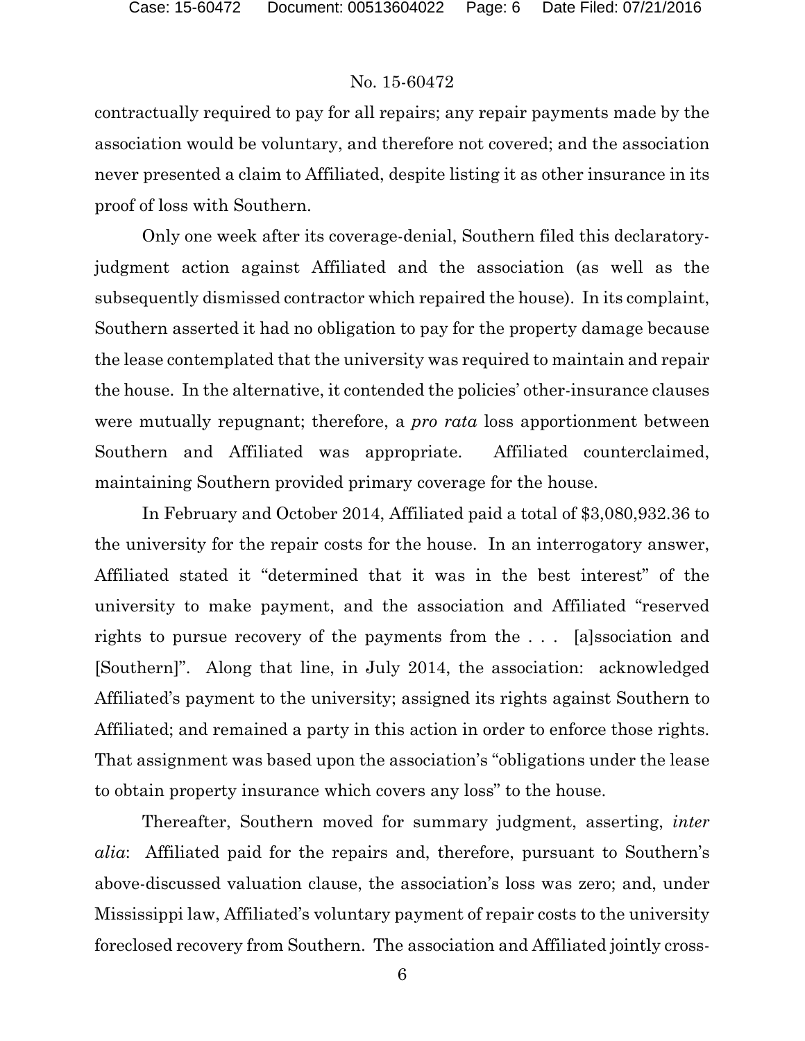contractually required to pay for all repairs; any repair payments made by the association would be voluntary, and therefore not covered; and the association never presented a claim to Affiliated, despite listing it as other insurance in its proof of loss with Southern.

Only one week after its coverage-denial, Southern filed this declaratory-judgment action against Affiliated and the association (as well as the subsequently dismissed contractor which repaired the house). In its complaint, Southern asserted it had no obligation to pay for the property damage because the lease contemplated that the university was required to maintain and repair the house. In the alternative, it contended the policies' other-insurance clauses were mutually repugnant; therefore, a *pro rata* loss apportionment between Southern and Affiliated was appropriate. Affiliated counterclaimed, maintaining Southern provided primary coverage for the house.

In February and October 2014, Affiliated paid a total of $3,080,932.36 to the university for the repair costs for the house. In an interrogatory answer, Affiliated stated it "determined that it was in the best interest" of the university to make payment, and the association and Affiliated "reserved rights to pursue recovery of the payments from the . . . [a]ssociation and [Southern]". Along that line, in July 2014, the association: acknowledged Affiliated's payment to the university; assigned its rights against Southern to Affiliated; and remained a party in this action in order to enforce those rights. That assignment was based upon the association's "obligations under the lease to obtain property insurance which covers any loss" to the house.

Thereafter, Southern moved for summary judgment, asserting, *inter alia*: Affiliated paid for the repairs and, therefore, pursuant to Southern's above-discussed valuation clause, the association's loss was zero; and, under Mississippi law, Affiliated's voluntary payment of repair costs to the university foreclosed recovery from Southern. The association and Affiliated jointly cross-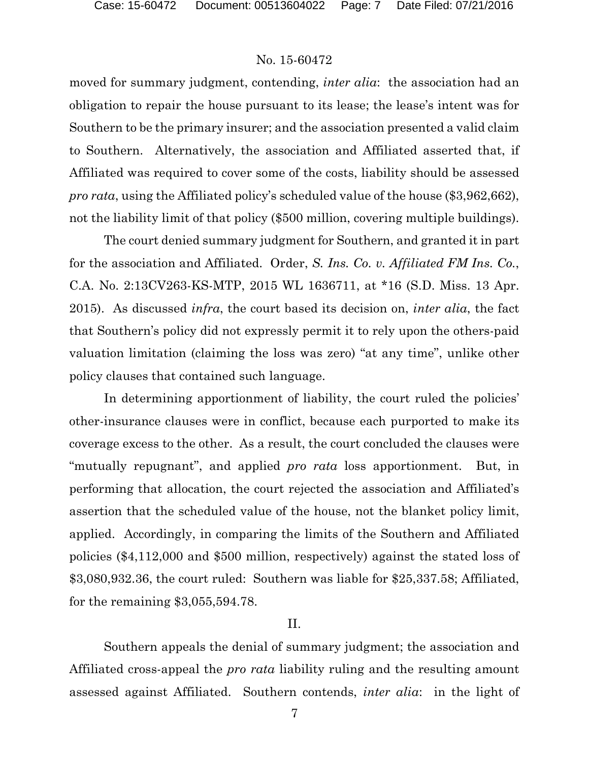moved for summary judgment, contending, *inter alia*: the association had an obligation to repair the house pursuant to its lease; the lease's intent was for Southern to be the primary insurer; and the association presented a valid claim to Southern. Alternatively, the association and Affiliated asserted that, if Affiliated was required to cover some of the costs, liability should be assessed *pro rata*, using the Affiliated policy's scheduled value of the house ($3,962,662), not the liability limit of that policy ($500 million, covering multiple buildings).

The court denied summary judgment for Southern, and granted it in part for the association and Affiliated. Order, *S. Ins. Co. v. Affiliated FM Ins. Co.*, C.A. No. 2:13CV263-KS-MTP, 2015 WL 1636711, at *16 (S.D. Miss. 13 Apr. 2015). As discussed *infra*, the court based its decision on, *inter alia*, the fact that Southern's policy did not expressly permit it to rely upon the others-paid valuation limitation (claiming the loss was zero) "at any time", unlike other policy clauses that contained such language.

In determining apportionment of liability, the court ruled the policies' other-insurance clauses were in conflict, because each purported to make its coverage excess to the other. As a result, the court concluded the clauses were "mutually repugnant", and applied *pro rata* loss apportionment. But, in performing that allocation, the court rejected the association and Affiliated's assertion that the scheduled value of the house, not the blanket policy limit, applied. Accordingly, in comparing the limits of the Southern and Affiliated policies ($4,112,000 and $500 million, respectively) against the stated loss of $3,080,932.36, the court ruled: Southern was liable for $25,337.58; Affiliated, for the remaining $3,055,594.78.

II.

Southern appeals the denial of summary judgment; the association and Affiliated cross-appeal the *pro rata* liability ruling and the resulting amount assessed against Affiliated. Southern contends, *inter alia*: in the light of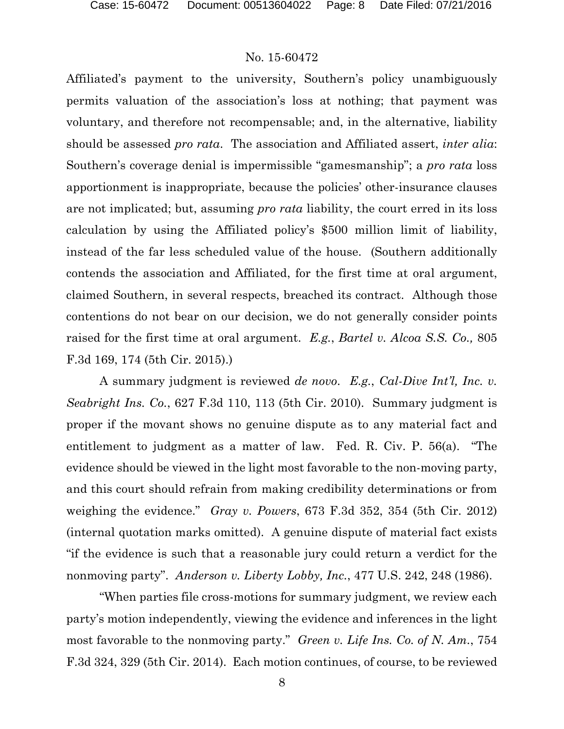Affiliated's payment to the university, Southern's policy unambiguously permits valuation of the association's loss at nothing; that payment was voluntary, and therefore not recompensable; and, in the alternative, liability should be assessed *pro rata*. The association and Affiliated assert, *inter alia*: Southern's coverage denial is impermissible "gamesmanship"; a *pro rata* loss apportionment is inappropriate, because the policies' other-insurance clauses are not implicated; but, assuming *pro rata* liability, the court erred in its loss calculation by using the Affiliated policy's $500 million limit of liability, instead of the far less scheduled value of the house. (Southern additionally contends the association and Affiliated, for the first time at oral argument, claimed Southern, in several respects, breached its contract. Although those contentions do not bear on our decision, we do not generally consider points raised for the first time at oral argument. *E.g.*, *Bartel v. Alcoa S.S. Co.,* 805 F.3d 169, 174 (5th Cir. 2015).)

A summary judgment is reviewed *de novo*. *E.g.*, *Cal-Dive Int'l, Inc. v. Seabright Ins. Co.*, 627 F.3d 110, 113 (5th Cir. 2010). Summary judgment is proper if the movant shows no genuine dispute as to any material fact and entitlement to judgment as a matter of law. Fed. R. Civ. P. 56(a). "The evidence should be viewed in the light most favorable to the non-moving party, and this court should refrain from making credibility determinations or from weighing the evidence." *Gray v. Powers*, 673 F.3d 352, 354 (5th Cir. 2012) (internal quotation marks omitted). A genuine dispute of material fact exists "if the evidence is such that a reasonable jury could return a verdict for the nonmoving party". *Anderson v. Liberty Lobby, Inc.*, 477 U.S. 242, 248 (1986).

"When parties file cross-motions for summary judgment, we review each party's motion independently, viewing the evidence and inferences in the light most favorable to the nonmoving party." *Green v. Life Ins. Co. of N. Am.*, 754 F.3d 324, 329 (5th Cir. 2014). Each motion continues, of course, to be reviewed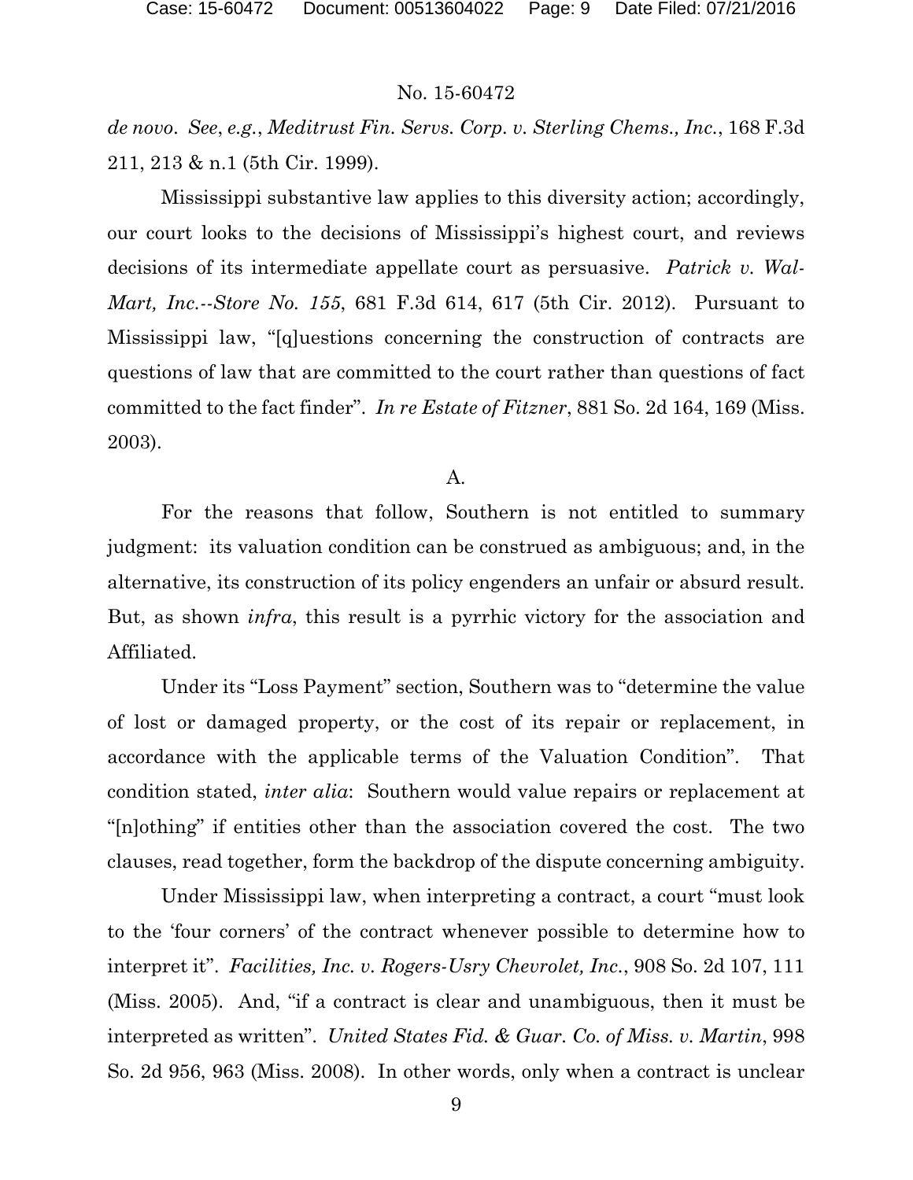*de novo*. *See*, *e.g.*, *Meditrust Fin. Servs. Corp. v. Sterling Chems., Inc.*, 168 F.3d 211, 213 & n.1 (5th Cir. 1999).

Mississippi substantive law applies to this diversity action; accordingly, our court looks to the decisions of Mississippi's highest court, and reviews decisions of its intermediate appellate court as persuasive. *Patrick v. Wal-Mart, Inc.--Store No. 155*, 681 F.3d 614, 617 (5th Cir. 2012). Pursuant to Mississippi law, "[q]uestions concerning the construction of contracts are questions of law that are committed to the court rather than questions of fact committed to the fact finder". *In re Estate of Fitzner*, 881 So. 2d 164, 169 (Miss. 2003).

A.

For the reasons that follow, Southern is not entitled to summary judgment: its valuation condition can be construed as ambiguous; and, in the alternative, its construction of its policy engenders an unfair or absurd result. But, as shown *infra*, this result is a pyrrhic victory for the association and Affiliated.

Under its "Loss Payment" section, Southern was to "determine the value of lost or damaged property, or the cost of its repair or replacement, in accordance with the applicable terms of the Valuation Condition". That condition stated, *inter alia*: Southern would value repairs or replacement at "[n]othing" if entities other than the association covered the cost. The two clauses, read together, form the backdrop of the dispute concerning ambiguity.

Under Mississippi law, when interpreting a contract, a court "must look to the 'four corners' of the contract whenever possible to determine how to interpret it". *Facilities, Inc. v. Rogers-Usry Chevrolet, Inc.*, 908 So. 2d 107, 111 (Miss. 2005). And, "if a contract is clear and unambiguous, then it must be interpreted as written". *United States Fid. & Guar. Co. of Miss. v. Martin*, 998 So. 2d 956, 963 (Miss. 2008). In other words, only when a contract is unclear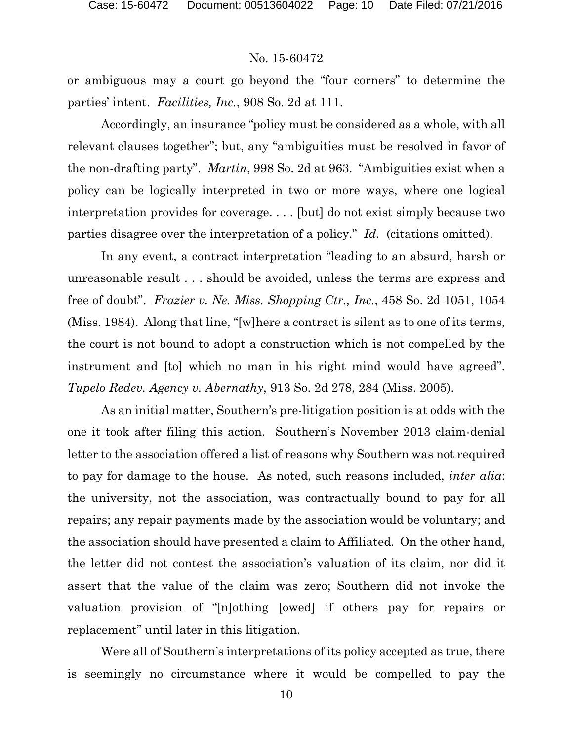or ambiguous may a court go beyond the "four corners" to determine the parties' intent. *Facilities, Inc.*, 908 So. 2d at 111.

Accordingly, an insurance "policy must be considered as a whole, with all relevant clauses together"; but, any "ambiguities must be resolved in favor of the non-drafting party". *Martin*, 998 So. 2d at 963. "Ambiguities exist when a policy can be logically interpreted in two or more ways, where one logical interpretation provides for coverage. . . . [but] do not exist simply because two parties disagree over the interpretation of a policy." *Id.* (citations omitted).

In any event, a contract interpretation "leading to an absurd, harsh or unreasonable result . . . should be avoided, unless the terms are express and free of doubt". *Frazier v. Ne. Miss. Shopping Ctr., Inc.*, 458 So. 2d 1051, 1054 (Miss. 1984). Along that line, "[w]here a contract is silent as to one of its terms, the court is not bound to adopt a construction which is not compelled by the instrument and [to] which no man in his right mind would have agreed". *Tupelo Redev. Agency v. Abernathy*, 913 So. 2d 278, 284 (Miss. 2005).

As an initial matter, Southern's pre-litigation position is at odds with the one it took after filing this action. Southern's November 2013 claim-denial letter to the association offered a list of reasons why Southern was not required to pay for damage to the house. As noted, such reasons included, *inter alia*: the university, not the association, was contractually bound to pay for all repairs; any repair payments made by the association would be voluntary; and the association should have presented a claim to Affiliated. On the other hand, the letter did not contest the association's valuation of its claim, nor did it assert that the value of the claim was zero; Southern did not invoke the valuation provision of "[n]othing [owed] if others pay for repairs or replacement" until later in this litigation.

Were all of Southern's interpretations of its policy accepted as true, there is seemingly no circumstance where it would be compelled to pay the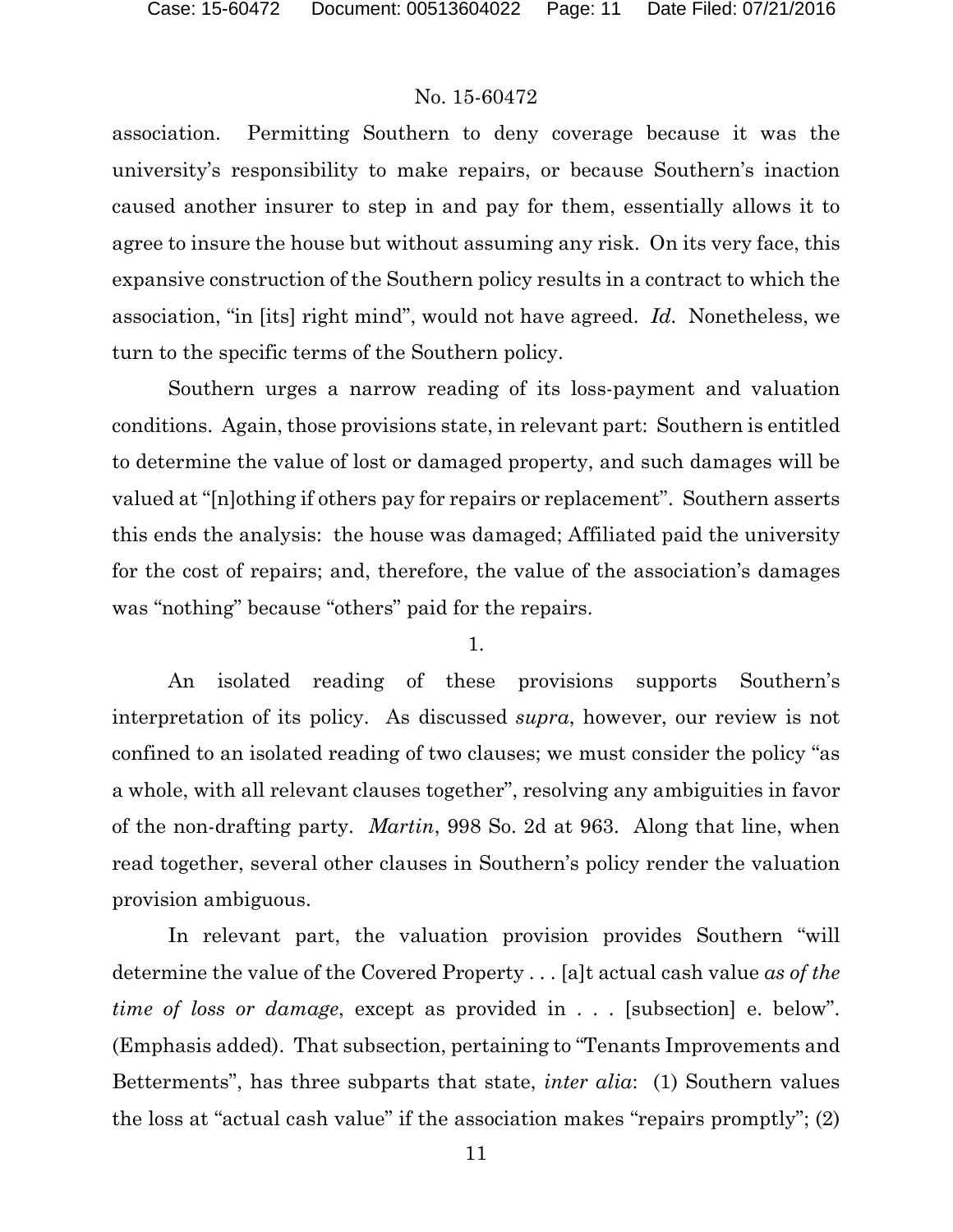association. Permitting Southern to deny coverage because it was the university's responsibility to make repairs, or because Southern's inaction caused another insurer to step in and pay for them, essentially allows it to agree to insure the house but without assuming any risk. On its very face, this expansive construction of the Southern policy results in a contract to which the association, "in [its] right mind", would not have agreed. *Id.* Nonetheless, we turn to the specific terms of the Southern policy.

Southern urges a narrow reading of its loss-payment and valuation conditions. Again, those provisions state, in relevant part: Southern is entitled to determine the value of lost or damaged property, and such damages will be valued at "[n]othing if others pay for repairs or replacement". Southern asserts this ends the analysis: the house was damaged; Affiliated paid the university for the cost of repairs; and, therefore, the value of the association's damages was "nothing" because "others" paid for the repairs.

1.

An isolated reading of these provisions supports Southern's interpretation of its policy. As discussed *supra*, however, our review is not confined to an isolated reading of two clauses; we must consider the policy "as a whole, with all relevant clauses together", resolving any ambiguities in favor of the non-drafting party. *Martin*, 998 So. 2d at 963. Along that line, when read together, several other clauses in Southern's policy render the valuation provision ambiguous.

In relevant part, the valuation provision provides Southern "will determine the value of the Covered Property . . . [a]t actual cash value *as of the time of loss or damage*, except as provided in . . . [subsection] e. below". (Emphasis added). That subsection, pertaining to "Tenants Improvements and Betterments", has three subparts that state, *inter alia*: (1) Southern values the loss at "actual cash value" if the association makes "repairs promptly"; (2)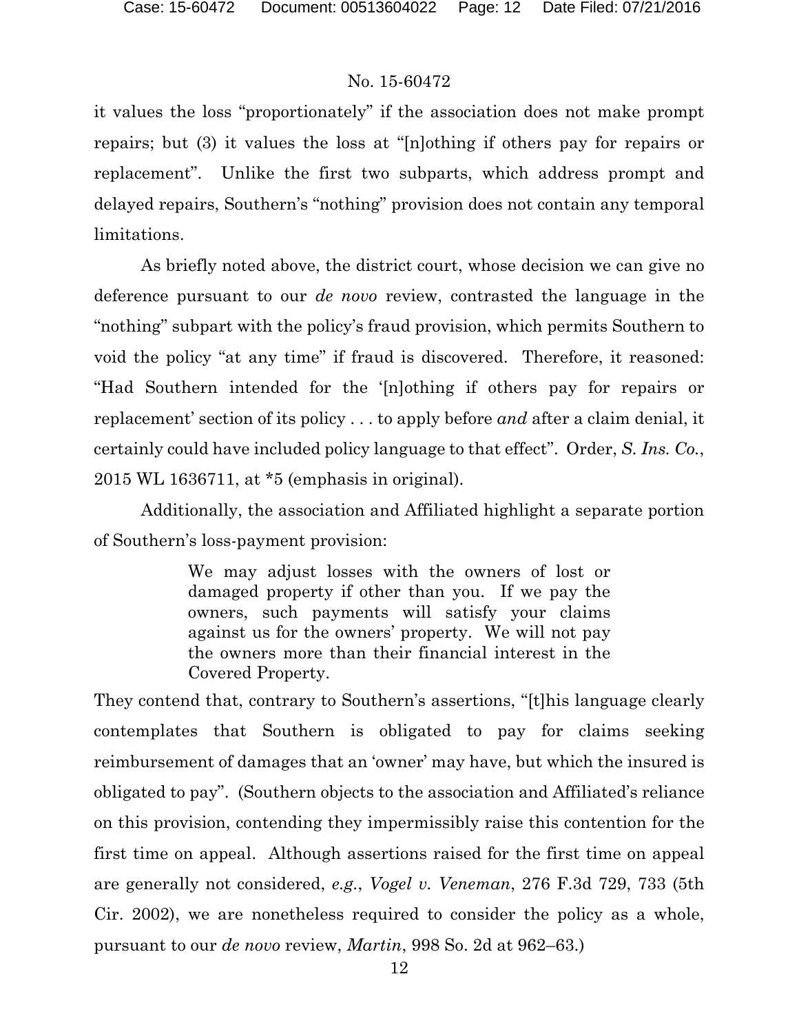it values the loss "proportionately" if the association does not make prompt repairs; but (3) it values the loss at "[n]othing if others pay for repairs or replacement". Unlike the first two subparts, which address prompt and delayed repairs, Southern's "nothing" provision does not contain any temporal limitations.

As briefly noted above, the district court, whose decision we can give no deference pursuant to our *de novo* review, contrasted the language in the "nothing" subpart with the policy's fraud provision, which permits Southern to void the policy "at any time" if fraud is discovered. Therefore, it reasoned: "Had Southern intended for the '[n]othing if others pay for repairs or replacement' section of its policy . . . to apply before *and* after a claim denial, it certainly could have included policy language to that effect". Order, *S. Ins. Co.*, 2015 WL 1636711, at *5 (emphasis in original).

Additionally, the association and Affiliated highlight a separate portion of Southern's loss-payment provision:

> We may adjust losses with the owners of lost or damaged property if other than you. If we pay the owners, such payments will satisfy your claims against us for the owners' property. We will not pay the owners more than their financial interest in the Covered Property.

They contend that, contrary to Southern's assertions, "[t]his language clearly contemplates that Southern is obligated to pay for claims seeking reimbursement of damages that an 'owner' may have, but which the insured is obligated to pay". (Southern objects to the association and Affiliated's reliance on this provision, contending they impermissibly raise this contention for the first time on appeal. Although assertions raised for the first time on appeal are generally not considered, *e.g.*, *Vogel v. Veneman*, 276 F.3d 729, 733 (5th Cir. 2002), we are nonetheless required to consider the policy as a whole, pursuant to our *de novo* review, *Martin*, 998 So. 2d at 962–63.)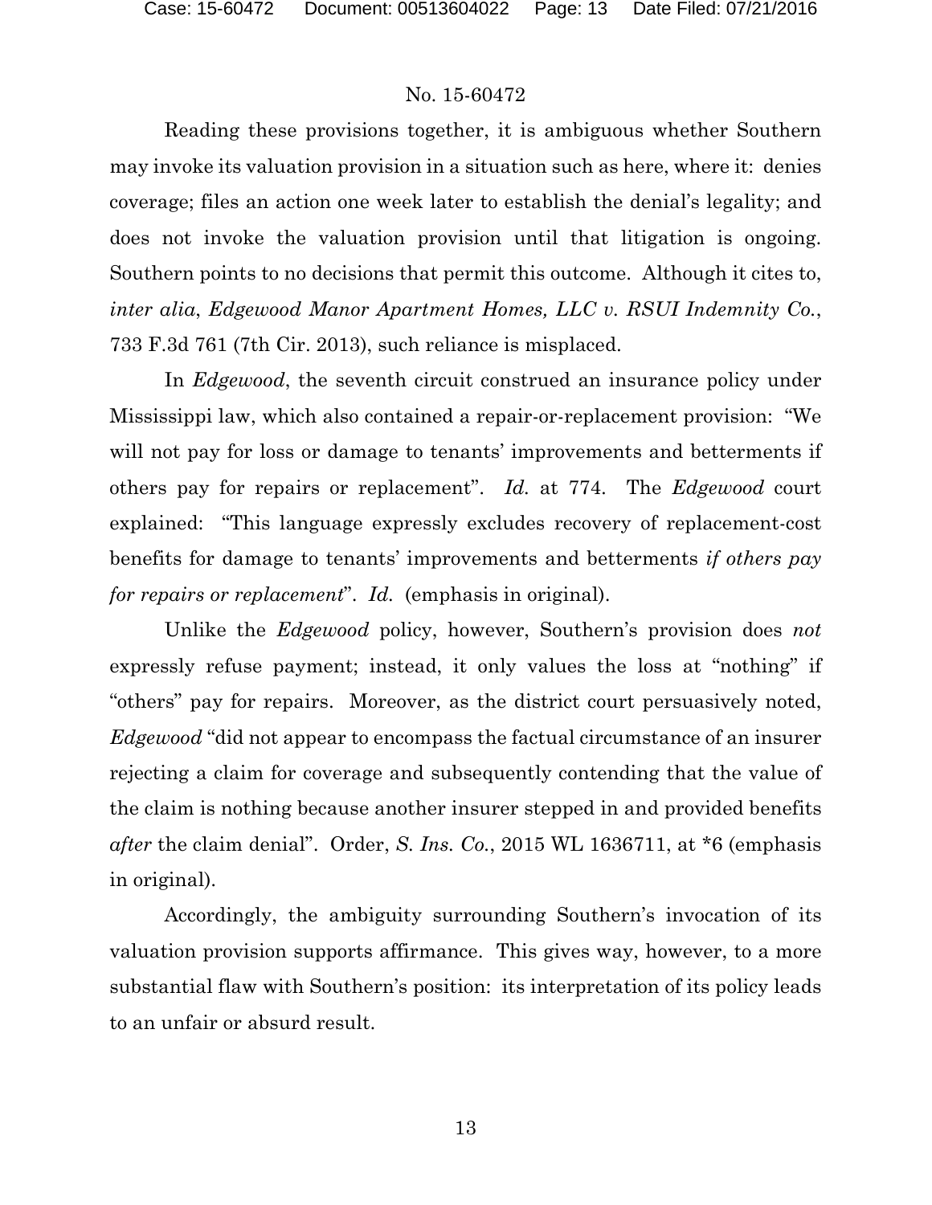Reading these provisions together, it is ambiguous whether Southern may invoke its valuation provision in a situation such as here, where it: denies coverage; files an action one week later to establish the denial's legality; and does not invoke the valuation provision until that litigation is ongoing. Southern points to no decisions that permit this outcome. Although it cites to, *inter alia*, *Edgewood Manor Apartment Homes, LLC v. RSUI Indemnity Co.*, 733 F.3d 761 (7th Cir. 2013), such reliance is misplaced.

In *Edgewood*, the seventh circuit construed an insurance policy under Mississippi law, which also contained a repair-or-replacement provision: "We will not pay for loss or damage to tenants' improvements and betterments if others pay for repairs or replacement". *Id.* at 774. The *Edgewood* court explained: "This language expressly excludes recovery of replacement-cost benefits for damage to tenants' improvements and betterments *if others pay for repairs or replacement*". *Id.* (emphasis in original).

Unlike the *Edgewood* policy, however, Southern's provision does *not* expressly refuse payment; instead, it only values the loss at "nothing" if "others" pay for repairs. Moreover, as the district court persuasively noted, *Edgewood* "did not appear to encompass the factual circumstance of an insurer rejecting a claim for coverage and subsequently contending that the value of the claim is nothing because another insurer stepped in and provided benefits *after* the claim denial". Order, *S. Ins. Co.*, 2015 WL 1636711, at *6 (emphasis in original).

Accordingly, the ambiguity surrounding Southern's invocation of its valuation provision supports affirmance. This gives way, however, to a more substantial flaw with Southern's position: its interpretation of its policy leads to an unfair or absurd result.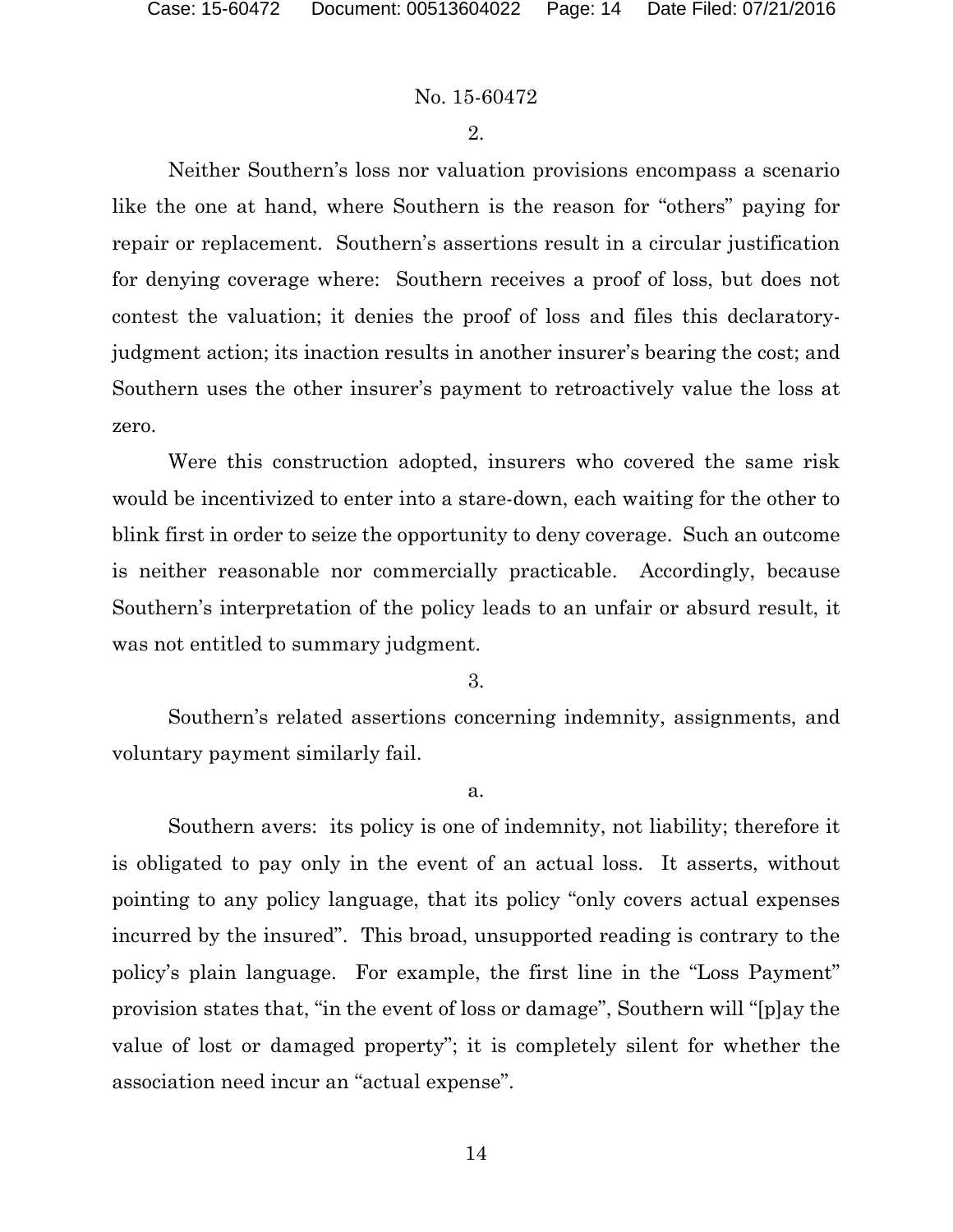2.

Neither Southern's loss nor valuation provisions encompass a scenario like the one at hand, where Southern is the reason for "others" paying for repair or replacement. Southern's assertions result in a circular justification for denying coverage where: Southern receives a proof of loss, but does not contest the valuation; it denies the proof of loss and files this declaratory-judgment action; its inaction results in another insurer's bearing the cost; and Southern uses the other insurer's payment to retroactively value the loss at zero.

Were this construction adopted, insurers who covered the same risk would be incentivized to enter into a stare-down, each waiting for the other to blink first in order to seize the opportunity to deny coverage. Such an outcome is neither reasonable nor commercially practicable. Accordingly, because Southern's interpretation of the policy leads to an unfair or absurd result, it was not entitled to summary judgment.

3.

Southern's related assertions concerning indemnity, assignments, and voluntary payment similarly fail.

a.

Southern avers: its policy is one of indemnity, not liability; therefore it is obligated to pay only in the event of an actual loss. It asserts, without pointing to any policy language, that its policy "only covers actual expenses incurred by the insured". This broad, unsupported reading is contrary to the policy's plain language. For example, the first line in the "Loss Payment" provision states that, "in the event of loss or damage", Southern will "[p]ay the value of lost or damaged property"; it is completely silent for whether the association need incur an "actual expense".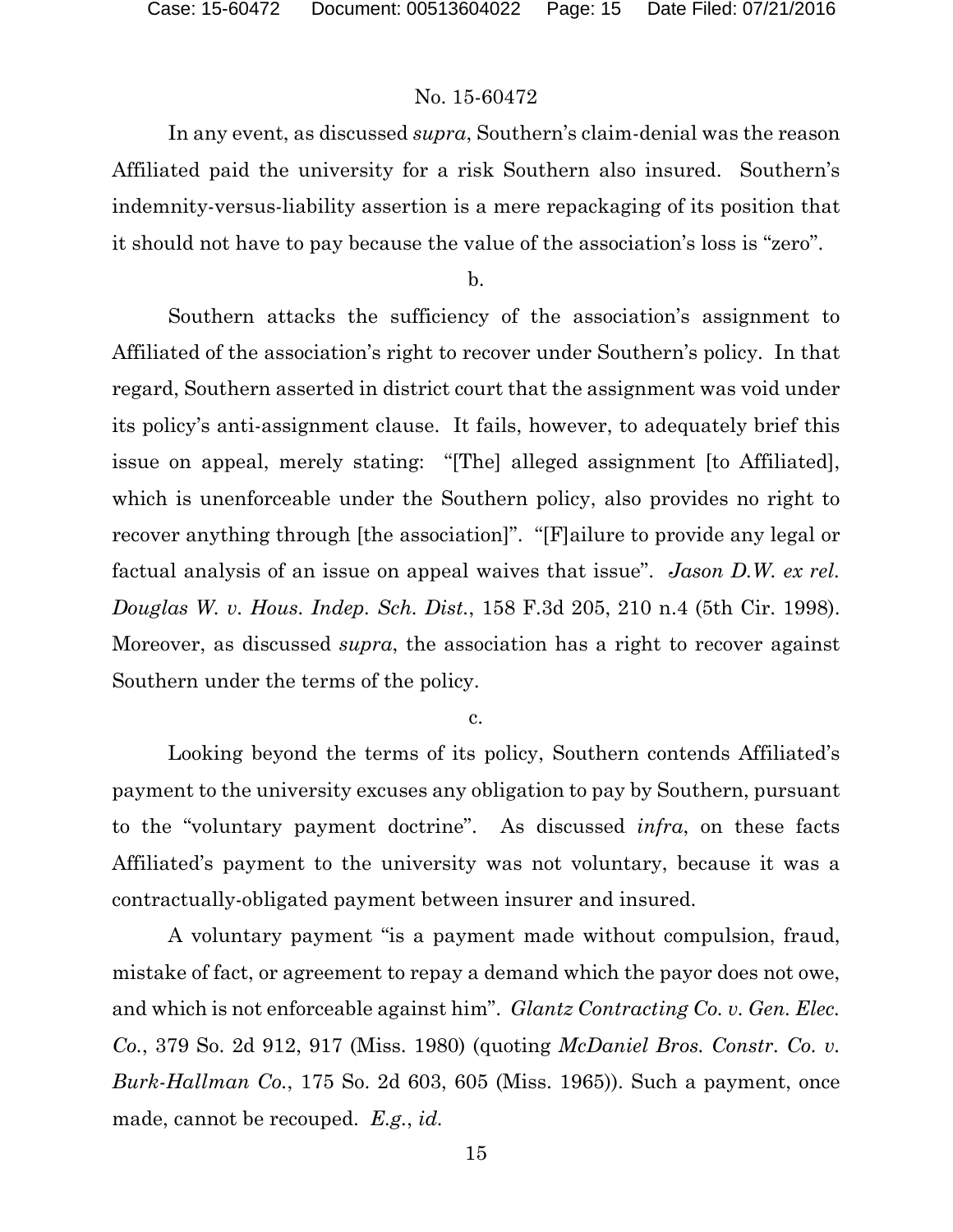In any event, as discussed *supra*, Southern's claim-denial was the reason Affiliated paid the university for a risk Southern also insured. Southern's indemnity-versus-liability assertion is a mere repackaging of its position that it should not have to pay because the value of the association's loss is "zero".

b.

Southern attacks the sufficiency of the association's assignment to Affiliated of the association's right to recover under Southern's policy. In that regard, Southern asserted in district court that the assignment was void under its policy's anti-assignment clause. It fails, however, to adequately brief this issue on appeal, merely stating: "[The] alleged assignment [to Affiliated], which is unenforceable under the Southern policy, also provides no right to recover anything through [the association]". "[F]ailure to provide any legal or factual analysis of an issue on appeal waives that issue". *Jason D.W. ex rel. Douglas W. v. Hous. Indep. Sch. Dist.*, 158 F.3d 205, 210 n.4 (5th Cir. 1998). Moreover, as discussed *supra*, the association has a right to recover against Southern under the terms of the policy.

c.

Looking beyond the terms of its policy, Southern contends Affiliated's payment to the university excuses any obligation to pay by Southern, pursuant to the "voluntary payment doctrine". As discussed *infra*, on these facts Affiliated's payment to the university was not voluntary, because it was a contractually-obligated payment between insurer and insured.

A voluntary payment "is a payment made without compulsion, fraud, mistake of fact, or agreement to repay a demand which the payor does not owe, and which is not enforceable against him". *Glantz Contracting Co. v. Gen. Elec. Co.*, 379 So. 2d 912, 917 (Miss. 1980) (quoting *McDaniel Bros. Constr. Co. v. Burk-Hallman Co.*, 175 So. 2d 603, 605 (Miss. 1965)). Such a payment, once made, cannot be recouped. *E.g.*, *id.*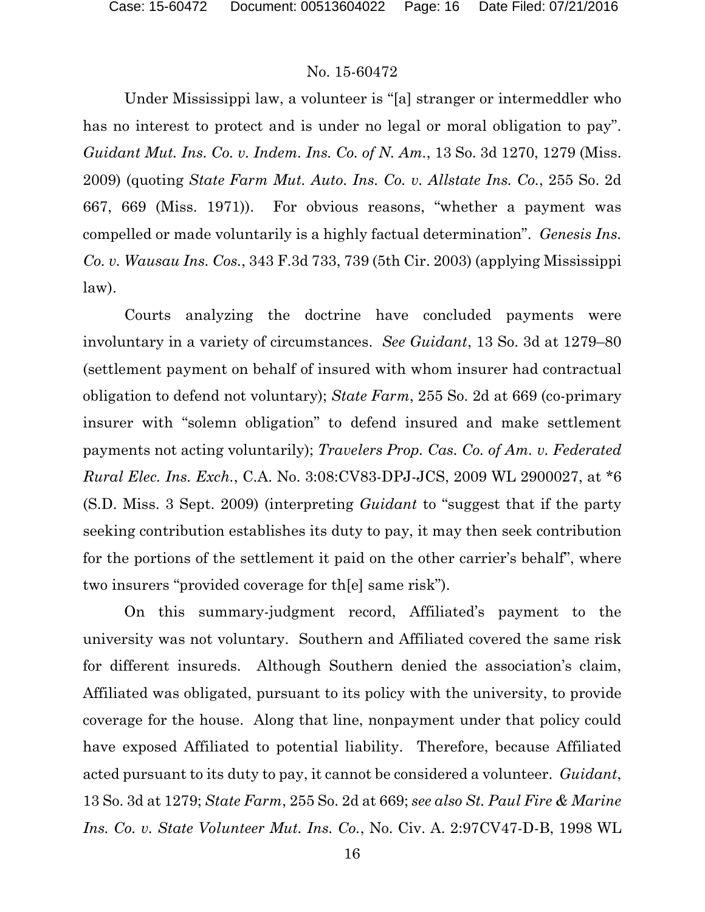Under Mississippi law, a volunteer is "[a] stranger or intermeddler who has no interest to protect and is under no legal or moral obligation to pay". *Guidant Mut. Ins. Co. v. Indem. Ins. Co. of N. Am.*, 13 So. 3d 1270, 1279 (Miss. 2009) (quoting *State Farm Mut. Auto. Ins. Co. v. Allstate Ins. Co.*, 255 So. 2d 667, 669 (Miss. 1971)). For obvious reasons, "whether a payment was compelled or made voluntarily is a highly factual determination". *Genesis Ins. Co. v. Wausau Ins. Cos.*, 343 F.3d 733, 739 (5th Cir. 2003) (applying Mississippi law).

Courts analyzing the doctrine have concluded payments were involuntary in a variety of circumstances. *See Guidant*, 13 So. 3d at 1279–80 (settlement payment on behalf of insured with whom insurer had contractual obligation to defend not voluntary); *State Farm*, 255 So. 2d at 669 (co-primary insurer with "solemn obligation" to defend insured and make settlement payments not acting voluntarily); *Travelers Prop. Cas. Co. of Am. v. Federated Rural Elec. Ins. Exch.*, C.A. No. 3:08:CV83-DPJ-JCS, 2009 WL 2900027, at *6 (S.D. Miss. 3 Sept. 2009) (interpreting *Guidant* to "suggest that if the party seeking contribution establishes its duty to pay, it may then seek contribution for the portions of the settlement it paid on the other carrier's behalf", where two insurers "provided coverage for th[e] same risk").

On this summary-judgment record, Affiliated's payment to the university was not voluntary. Southern and Affiliated covered the same risk for different insureds. Although Southern denied the association's claim, Affiliated was obligated, pursuant to its policy with the university, to provide coverage for the house. Along that line, nonpayment under that policy could have exposed Affiliated to potential liability. Therefore, because Affiliated acted pursuant to its duty to pay, it cannot be considered a volunteer. *Guidant*, 13 So. 3d at 1279; *State Farm*, 255 So. 2d at 669; *see also St. Paul Fire & Marine Ins. Co. v. State Volunteer Mut. Ins. Co.*, No. Civ. A. 2:97CV47-D-B, 1998 WL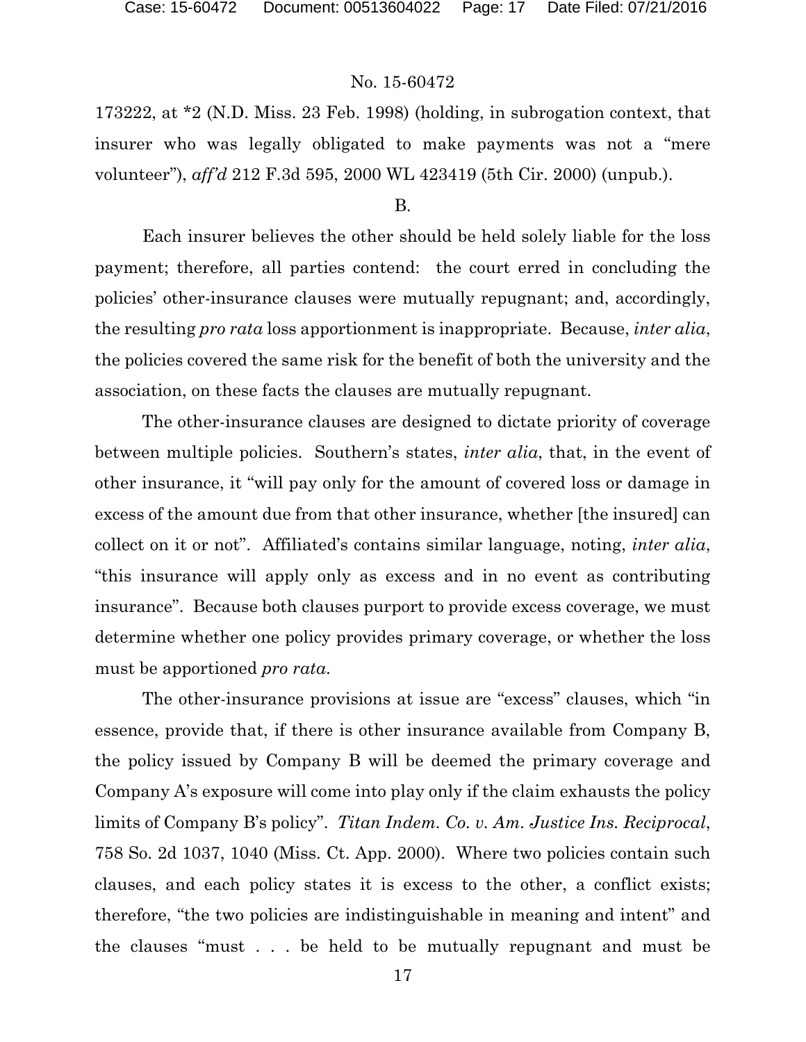173222, at *2 (N.D. Miss. 23 Feb. 1998) (holding, in subrogation context, that insurer who was legally obligated to make payments was not a "mere volunteer"), *aff'd* 212 F.3d 595, 2000 WL 423419 (5th Cir. 2000) (unpub.).

B.

Each insurer believes the other should be held solely liable for the loss payment; therefore, all parties contend: the court erred in concluding the policies' other-insurance clauses were mutually repugnant; and, accordingly, the resulting *pro rata* loss apportionment is inappropriate. Because, *inter alia*, the policies covered the same risk for the benefit of both the university and the association, on these facts the clauses are mutually repugnant.

The other-insurance clauses are designed to dictate priority of coverage between multiple policies. Southern's states, *inter alia*, that, in the event of other insurance, it "will pay only for the amount of covered loss or damage in excess of the amount due from that other insurance, whether [the insured] can collect on it or not". Affiliated's contains similar language, noting, *inter alia*, "this insurance will apply only as excess and in no event as contributing insurance". Because both clauses purport to provide excess coverage, we must determine whether one policy provides primary coverage, or whether the loss must be apportioned *pro rata*.

The other-insurance provisions at issue are "excess" clauses, which "in essence, provide that, if there is other insurance available from Company B, the policy issued by Company B will be deemed the primary coverage and Company A's exposure will come into play only if the claim exhausts the policy limits of Company B's policy". *Titan Indem. Co. v. Am. Justice Ins. Reciprocal*, 758 So. 2d 1037, 1040 (Miss. Ct. App. 2000). Where two policies contain such clauses, and each policy states it is excess to the other, a conflict exists; therefore, "the two policies are indistinguishable in meaning and intent" and the clauses "must . . . be held to be mutually repugnant and must be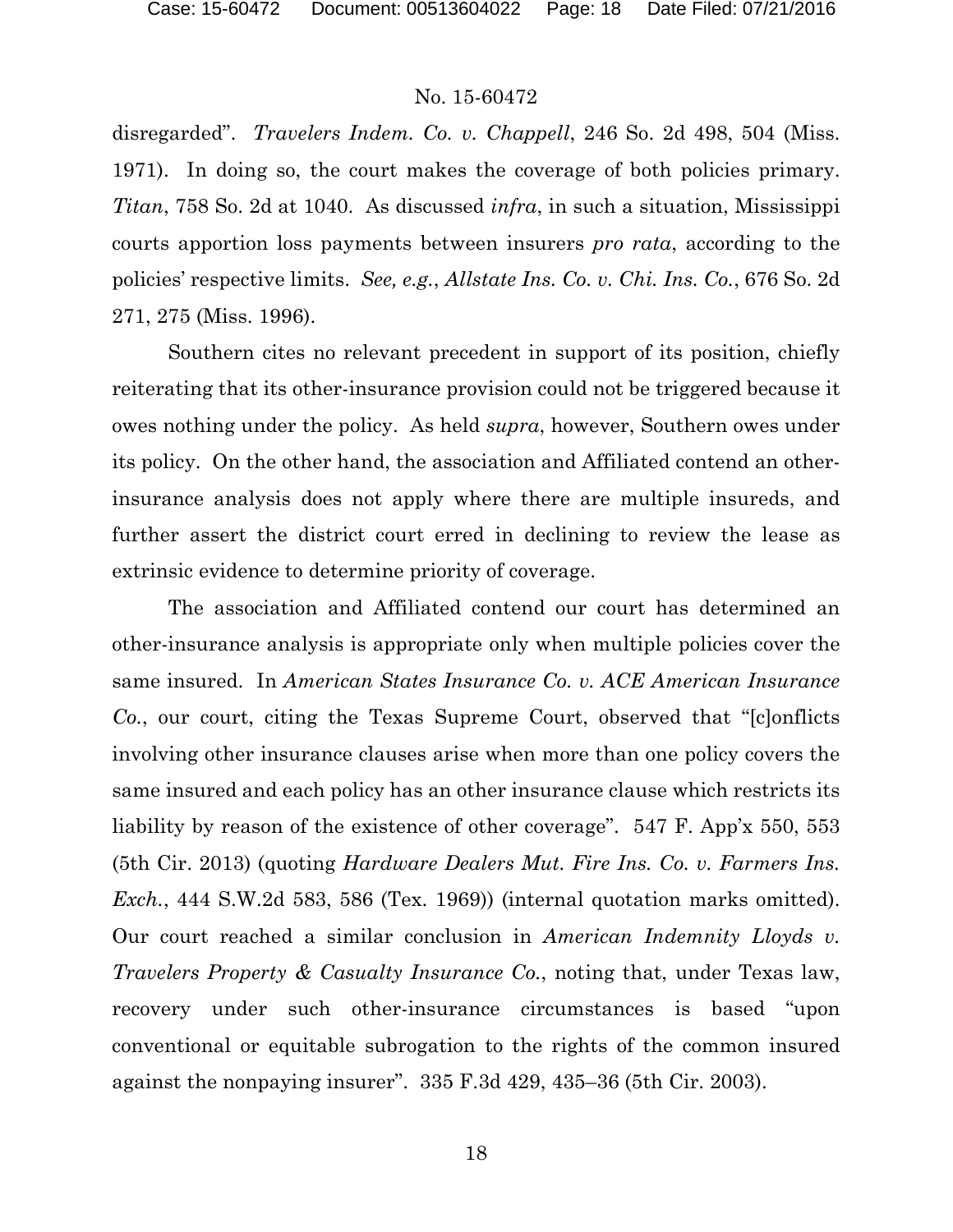disregarded". *Travelers Indem. Co. v. Chappell*, 246 So. 2d 498, 504 (Miss. 1971). In doing so, the court makes the coverage of both policies primary. *Titan*, 758 So. 2d at 1040. As discussed *infra*, in such a situation, Mississippi courts apportion loss payments between insurers *pro rata*, according to the policies' respective limits. *See, e.g.*, *Allstate Ins. Co. v. Chi. Ins. Co.*, 676 So. 2d 271, 275 (Miss. 1996).

Southern cites no relevant precedent in support of its position, chiefly reiterating that its other-insurance provision could not be triggered because it owes nothing under the policy. As held *supra*, however, Southern owes under its policy. On the other hand, the association and Affiliated contend an other-insurance analysis does not apply where there are multiple insureds, and further assert the district court erred in declining to review the lease as extrinsic evidence to determine priority of coverage.

The association and Affiliated contend our court has determined an other-insurance analysis is appropriate only when multiple policies cover the same insured. In *American States Insurance Co. v. ACE American Insurance Co.*, our court, citing the Texas Supreme Court, observed that "[c]onflicts involving other insurance clauses arise when more than one policy covers the same insured and each policy has an other insurance clause which restricts its liability by reason of the existence of other coverage". 547 F. App'x 550, 553 (5th Cir. 2013) (quoting *Hardware Dealers Mut. Fire Ins. Co. v. Farmers Ins. Exch.*, 444 S.W.2d 583, 586 (Tex. 1969)) (internal quotation marks omitted). Our court reached a similar conclusion in *American Indemnity Lloyds v. Travelers Property & Casualty Insurance Co.*, noting that, under Texas law, recovery under such other-insurance circumstances is based "upon conventional or equitable subrogation to the rights of the common insured against the nonpaying insurer". 335 F.3d 429, 435–36 (5th Cir. 2003).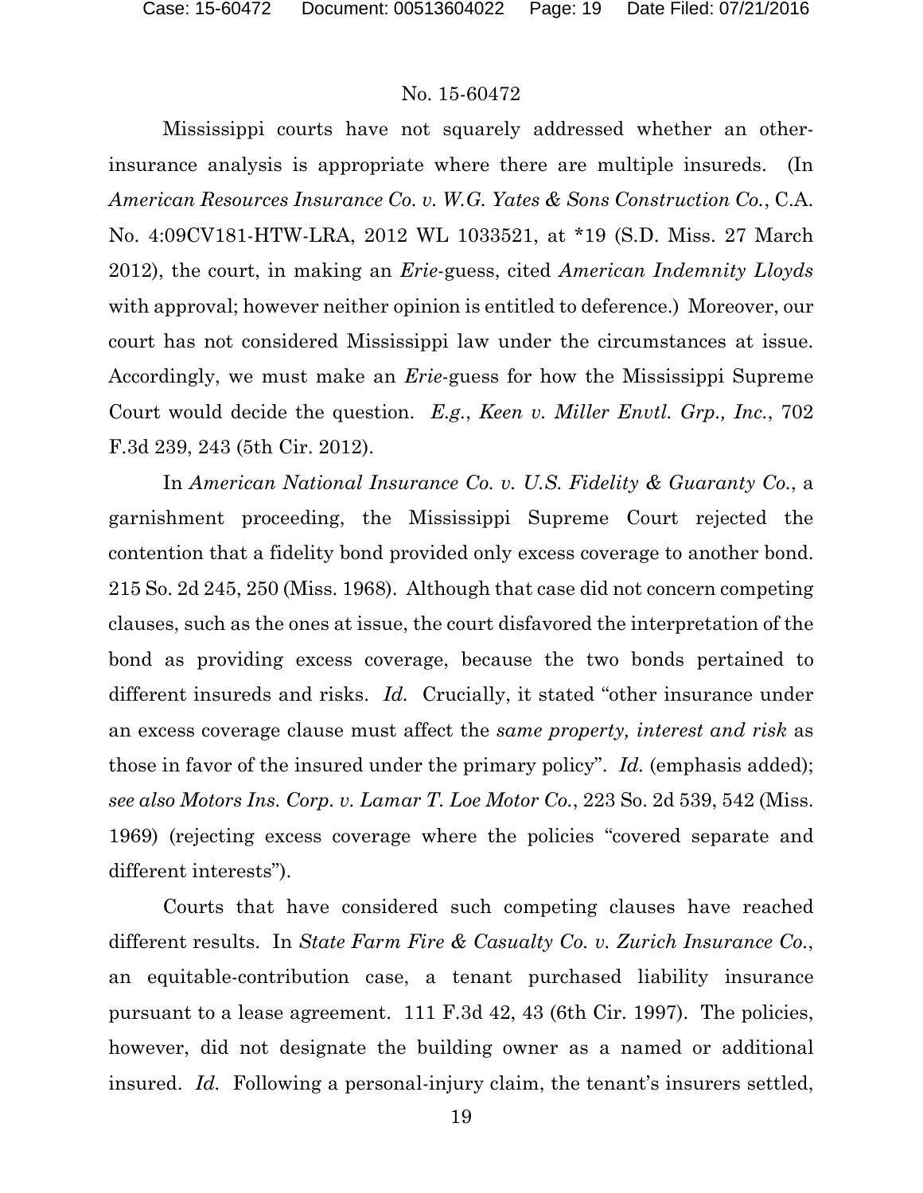Mississippi courts have not squarely addressed whether an other-insurance analysis is appropriate where there are multiple insureds. (In *American Resources Insurance Co. v. W.G. Yates & Sons Construction Co.*, C.A. No. 4:09CV181-HTW-LRA, 2012 WL 1033521, at *19 (S.D. Miss. 27 March 2012), the court, in making an *Erie*-guess, cited *American Indemnity Lloyds* with approval; however neither opinion is entitled to deference.) Moreover, our court has not considered Mississippi law under the circumstances at issue. Accordingly, we must make an *Erie*-guess for how the Mississippi Supreme Court would decide the question. *E.g.*, *Keen v. Miller Envtl. Grp., Inc.*, 702 F.3d 239, 243 (5th Cir. 2012).

In *American National Insurance Co. v. U.S. Fidelity & Guaranty Co.*, a garnishment proceeding, the Mississippi Supreme Court rejected the contention that a fidelity bond provided only excess coverage to another bond. 215 So. 2d 245, 250 (Miss. 1968). Although that case did not concern competing clauses, such as the ones at issue, the court disfavored the interpretation of the bond as providing excess coverage, because the two bonds pertained to different insureds and risks. *Id.* Crucially, it stated "other insurance under an excess coverage clause must affect the *same property, interest and risk* as those in favor of the insured under the primary policy". *Id.* (emphasis added); *see also Motors Ins. Corp. v. Lamar T. Loe Motor Co.*, 223 So. 2d 539, 542 (Miss. 1969) (rejecting excess coverage where the policies "covered separate and different interests").

Courts that have considered such competing clauses have reached different results. In *State Farm Fire & Casualty Co. v. Zurich Insurance Co.*, an equitable-contribution case, a tenant purchased liability insurance pursuant to a lease agreement. 111 F.3d 42, 43 (6th Cir. 1997). The policies, however, did not designate the building owner as a named or additional insured. *Id.* Following a personal-injury claim, the tenant's insurers settled,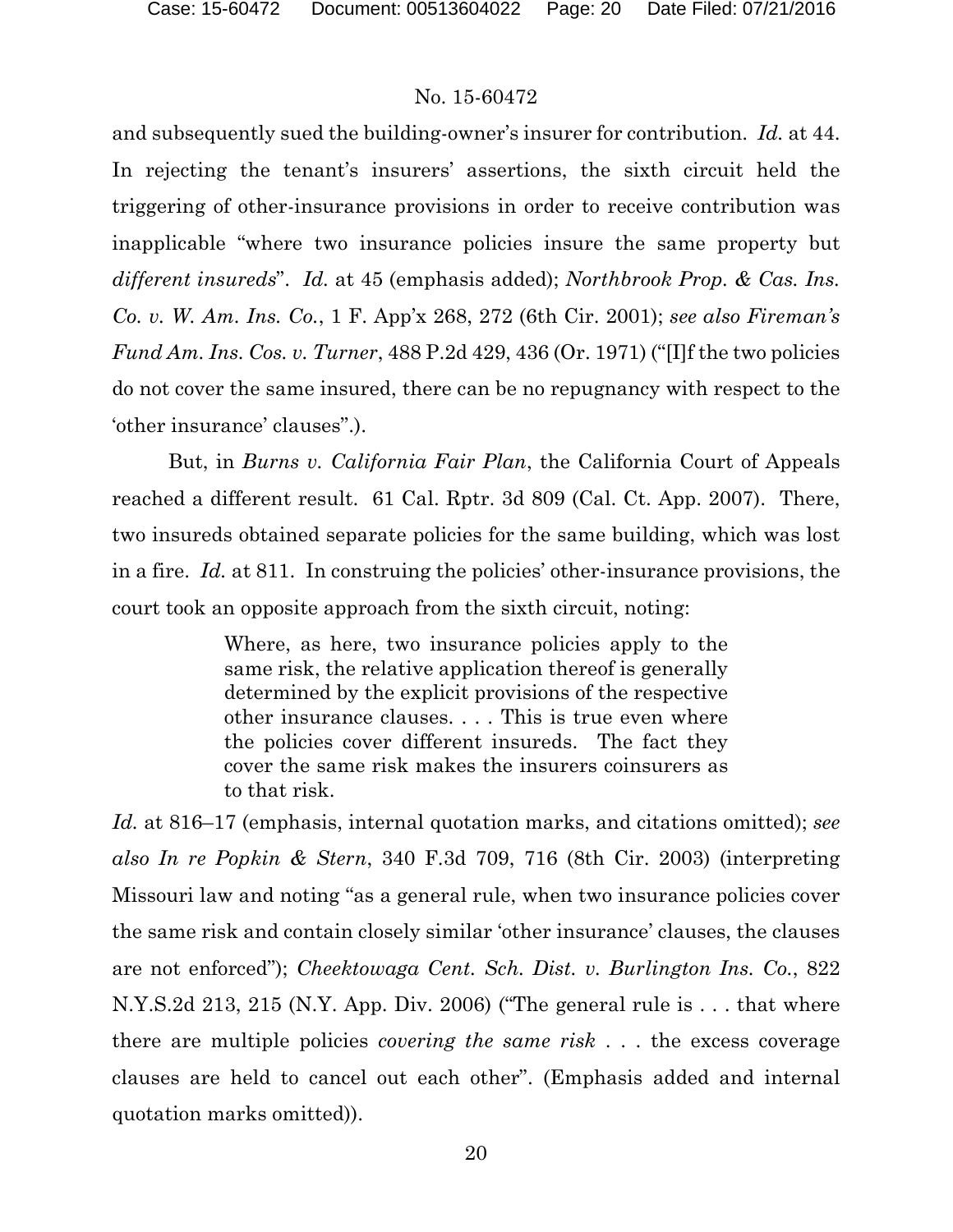and subsequently sued the building-owner's insurer for contribution. *Id.* at 44. In rejecting the tenant's insurers' assertions, the sixth circuit held the triggering of other-insurance provisions in order to receive contribution was inapplicable "where two insurance policies insure the same property but *different insureds*". *Id.* at 45 (emphasis added); *Northbrook Prop. & Cas. Ins. Co. v. W. Am. Ins. Co.*, 1 F. App'x 268, 272 (6th Cir. 2001); *see also Fireman's Fund Am. Ins. Cos. v. Turner*, 488 P.2d 429, 436 (Or. 1971) ("[I]f the two policies do not cover the same insured, there can be no repugnancy with respect to the 'other insurance' clauses".).

But, in *Burns v. California Fair Plan*, the California Court of Appeals reached a different result. 61 Cal. Rptr. 3d 809 (Cal. Ct. App. 2007). There, two insureds obtained separate policies for the same building, which was lost in a fire. *Id.* at 811. In construing the policies' other-insurance provisions, the court took an opposite approach from the sixth circuit, noting:

> Where, as here, two insurance policies apply to the same risk, the relative application thereof is generally determined by the explicit provisions of the respective other insurance clauses. . . . This is true even where the policies cover different insureds. The fact they cover the same risk makes the insurers coinsurers as to that risk.

*Id.* at 816–17 (emphasis, internal quotation marks, and citations omitted); *see also In re Popkin & Stern*, 340 F.3d 709, 716 (8th Cir. 2003) (interpreting Missouri law and noting "as a general rule, when two insurance policies cover the same risk and contain closely similar 'other insurance' clauses, the clauses are not enforced"); *Cheektowaga Cent. Sch. Dist. v. Burlington Ins. Co.*, 822 N.Y.S.2d 213, 215 (N.Y. App. Div. 2006) ("The general rule is . . . that where there are multiple policies *covering the same risk* . . . the excess coverage clauses are held to cancel out each other". (Emphasis added and internal quotation marks omitted)).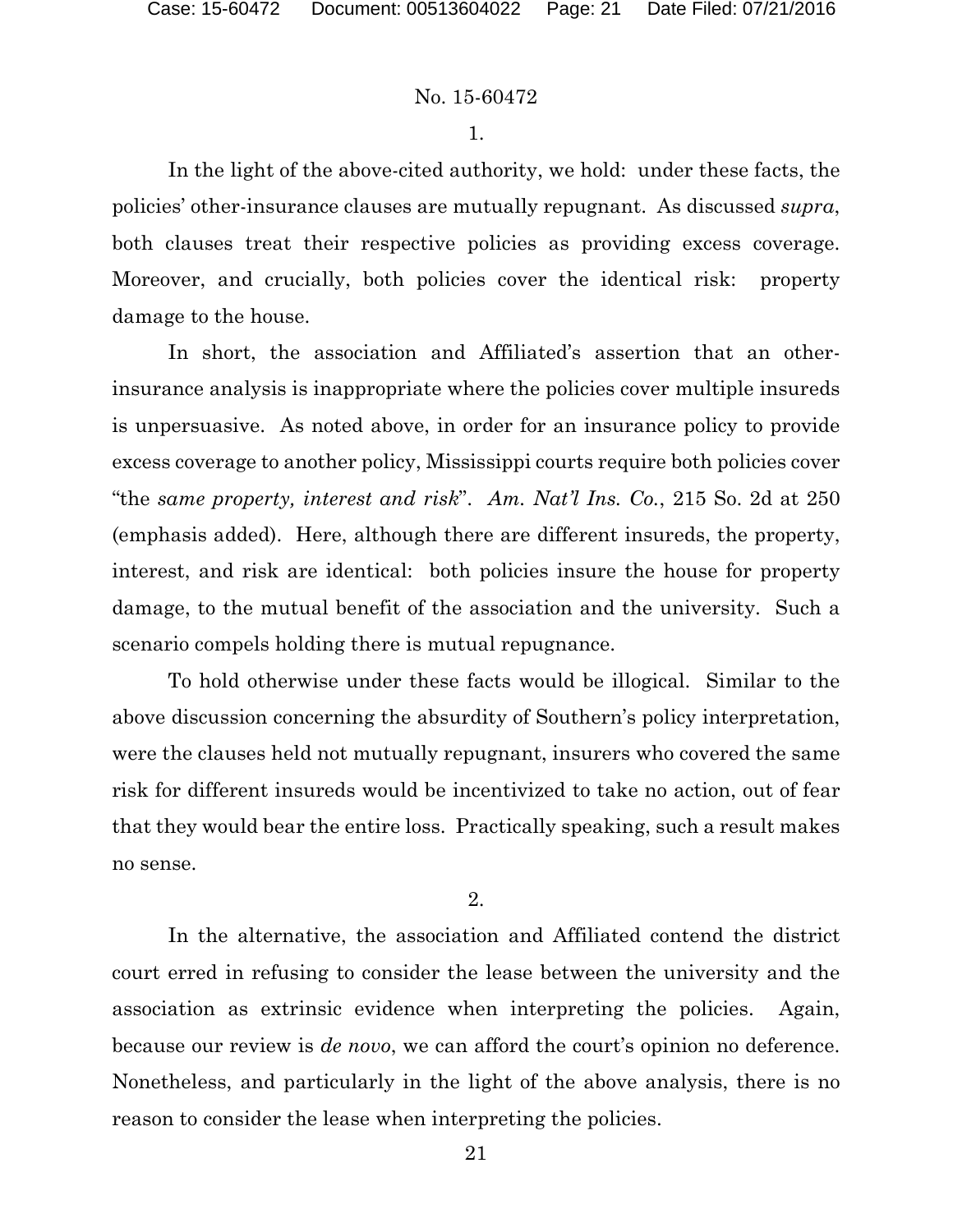1.

In the light of the above-cited authority, we hold: under these facts, the policies' other-insurance clauses are mutually repugnant. As discussed *supra*, both clauses treat their respective policies as providing excess coverage. Moreover, and crucially, both policies cover the identical risk: property damage to the house.

In short, the association and Affiliated's assertion that an other-insurance analysis is inappropriate where the policies cover multiple insureds is unpersuasive. As noted above, in order for an insurance policy to provide excess coverage to another policy, Mississippi courts require both policies cover "the *same property, interest and risk*". *Am. Nat'l Ins. Co.*, 215 So. 2d at 250 (emphasis added). Here, although there are different insureds, the property, interest, and risk are identical: both policies insure the house for property damage, to the mutual benefit of the association and the university. Such a scenario compels holding there is mutual repugnance.

To hold otherwise under these facts would be illogical. Similar to the above discussion concerning the absurdity of Southern's policy interpretation, were the clauses held not mutually repugnant, insurers who covered the same risk for different insureds would be incentivized to take no action, out of fear that they would bear the entire loss. Practically speaking, such a result makes no sense.

2.

In the alternative, the association and Affiliated contend the district court erred in refusing to consider the lease between the university and the association as extrinsic evidence when interpreting the policies. Again, because our review is *de novo*, we can afford the court's opinion no deference. Nonetheless, and particularly in the light of the above analysis, there is no reason to consider the lease when interpreting the policies.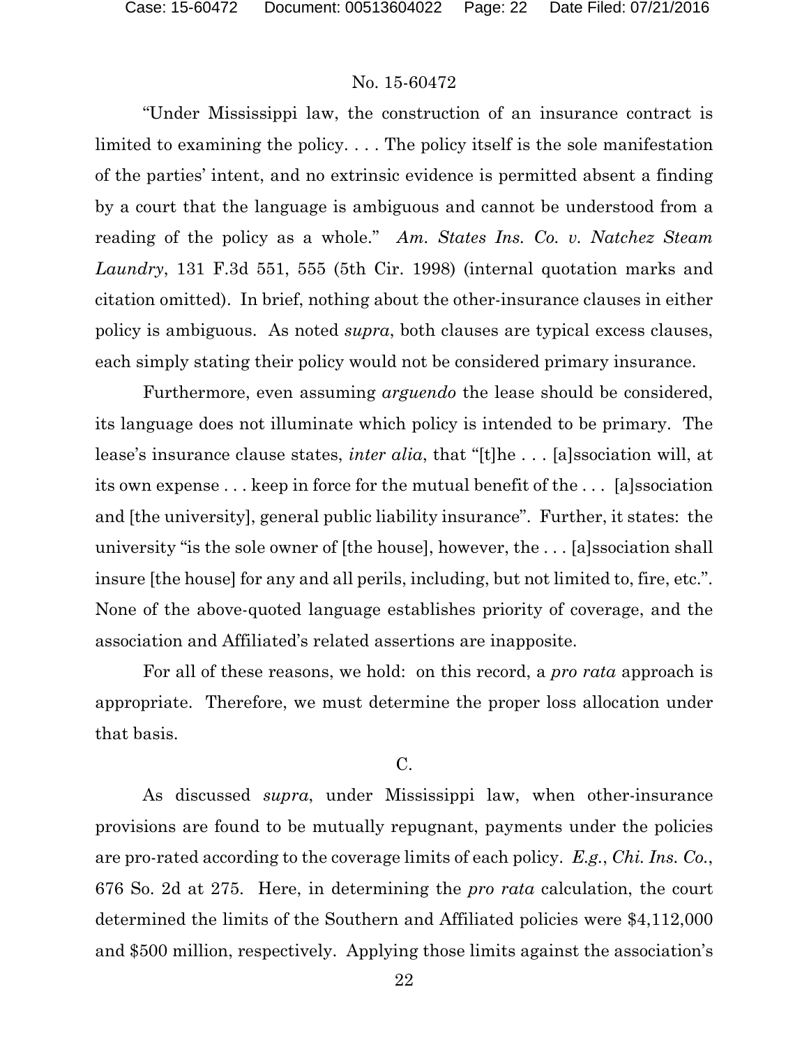"Under Mississippi law, the construction of an insurance contract is limited to examining the policy. . . . The policy itself is the sole manifestation of the parties' intent, and no extrinsic evidence is permitted absent a finding by a court that the language is ambiguous and cannot be understood from a reading of the policy as a whole." *Am. States Ins. Co. v. Natchez Steam Laundry*, 131 F.3d 551, 555 (5th Cir. 1998) (internal quotation marks and citation omitted). In brief, nothing about the other-insurance clauses in either policy is ambiguous. As noted *supra*, both clauses are typical excess clauses, each simply stating their policy would not be considered primary insurance.

Furthermore, even assuming *arguendo* the lease should be considered, its language does not illuminate which policy is intended to be primary. The lease's insurance clause states, *inter alia*, that "[t]he . . . [a]ssociation will, at its own expense . . . keep in force for the mutual benefit of the . . . [a]ssociation and [the university], general public liability insurance". Further, it states: the university "is the sole owner of [the house], however, the . . . [a]ssociation shall insure [the house] for any and all perils, including, but not limited to, fire, etc.". None of the above-quoted language establishes priority of coverage, and the association and Affiliated's related assertions are inapposite.

For all of these reasons, we hold: on this record, a *pro rata* approach is appropriate. Therefore, we must determine the proper loss allocation under that basis.

C.

As discussed *supra*, under Mississippi law, when other-insurance provisions are found to be mutually repugnant, payments under the policies are pro-rated according to the coverage limits of each policy. *E.g.*, *Chi. Ins. Co.*, 676 So. 2d at 275. Here, in determining the *pro rata* calculation, the court determined the limits of the Southern and Affiliated policies were $4,112,000 and $500 million, respectively. Applying those limits against the association's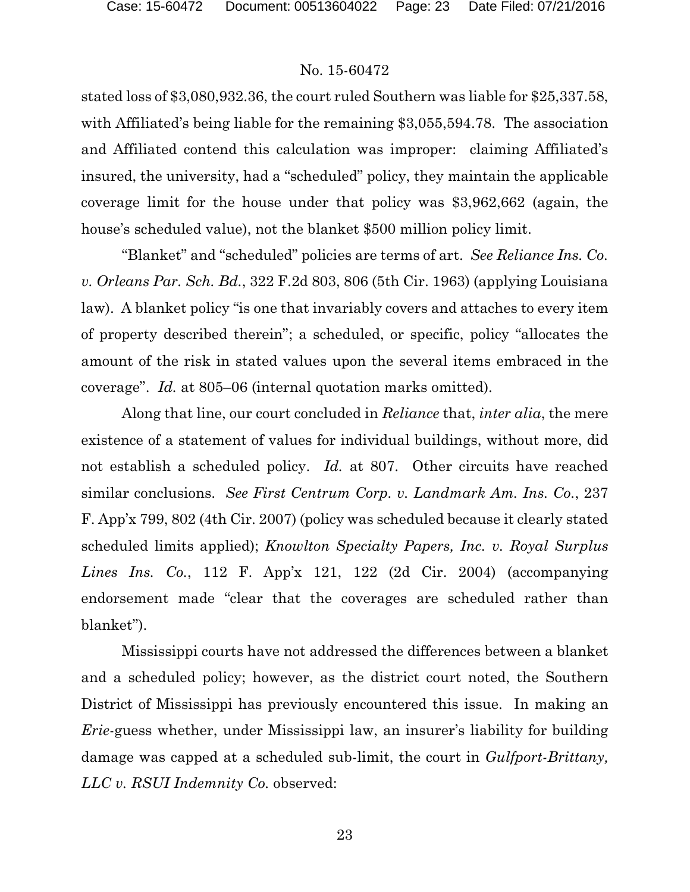stated loss of $3,080,932.36, the court ruled Southern was liable for $25,337.58, with Affiliated's being liable for the remaining $3,055,594.78. The association and Affiliated contend this calculation was improper: claiming Affiliated's insured, the university, had a "scheduled" policy, they maintain the applicable coverage limit for the house under that policy was $3,962,662 (again, the house's scheduled value), not the blanket $500 million policy limit.

"Blanket" and "scheduled" policies are terms of art. *See Reliance Ins. Co. v. Orleans Par. Sch. Bd.*, 322 F.2d 803, 806 (5th Cir. 1963) (applying Louisiana law). A blanket policy "is one that invariably covers and attaches to every item of property described therein"; a scheduled, or specific, policy "allocates the amount of the risk in stated values upon the several items embraced in the coverage". *Id.* at 805–06 (internal quotation marks omitted).

Along that line, our court concluded in *Reliance* that, *inter alia*, the mere existence of a statement of values for individual buildings, without more, did not establish a scheduled policy. *Id.* at 807. Other circuits have reached similar conclusions. *See First Centrum Corp. v. Landmark Am. Ins. Co.*, 237 F. App'x 799, 802 (4th Cir. 2007) (policy was scheduled because it clearly stated scheduled limits applied); *Knowlton Specialty Papers, Inc. v. Royal Surplus Lines Ins. Co.*, 112 F. App'x 121, 122 (2d Cir. 2004) (accompanying endorsement made "clear that the coverages are scheduled rather than blanket").

Mississippi courts have not addressed the differences between a blanket and a scheduled policy; however, as the district court noted, the Southern District of Mississippi has previously encountered this issue. In making an *Erie*-guess whether, under Mississippi law, an insurer's liability for building damage was capped at a scheduled sub-limit, the court in *Gulfport-Brittany, LLC v. RSUI Indemnity Co.* observed: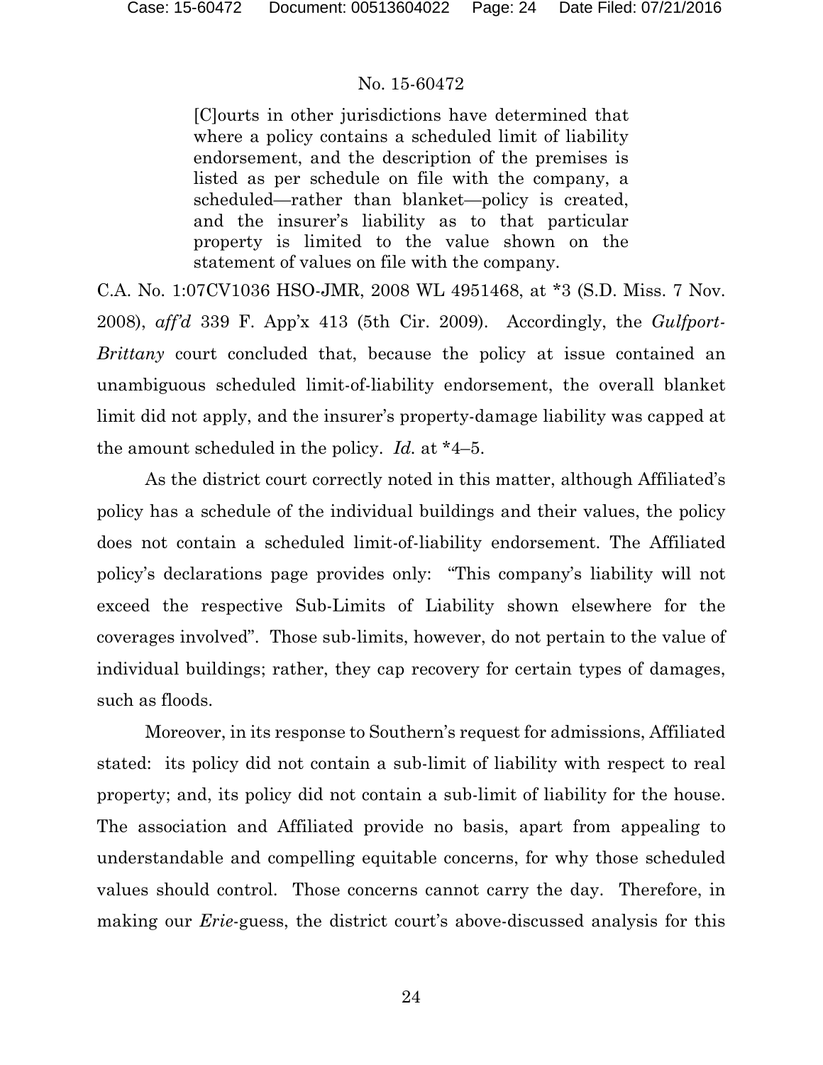> [C]ourts in other jurisdictions have determined that where a policy contains a scheduled limit of liability endorsement, and the description of the premises is listed as per schedule on file with the company, a scheduled—rather than blanket—policy is created, and the insurer's liability as to that particular property is limited to the value shown on the statement of values on file with the company.

C.A. No. 1:07CV1036 HSO-JMR, 2008 WL 4951468, at *3 (S.D. Miss. 7 Nov. 2008), *aff'd* 339 F. App'x 413 (5th Cir. 2009). Accordingly, the *Gulfport-Brittany* court concluded that, because the policy at issue contained an unambiguous scheduled limit-of-liability endorsement, the overall blanket limit did not apply, and the insurer's property-damage liability was capped at the amount scheduled in the policy. *Id.* at *4–5.

As the district court correctly noted in this matter, although Affiliated's policy has a schedule of the individual buildings and their values, the policy does not contain a scheduled limit-of-liability endorsement. The Affiliated policy's declarations page provides only: "This company's liability will not exceed the respective Sub-Limits of Liability shown elsewhere for the coverages involved". Those sub-limits, however, do not pertain to the value of individual buildings; rather, they cap recovery for certain types of damages, such as floods.

Moreover, in its response to Southern's request for admissions, Affiliated stated: its policy did not contain a sub-limit of liability with respect to real property; and, its policy did not contain a sub-limit of liability for the house. The association and Affiliated provide no basis, apart from appealing to understandable and compelling equitable concerns, for why those scheduled values should control. Those concerns cannot carry the day. Therefore, in making our *Erie*-guess, the district court's above-discussed analysis for this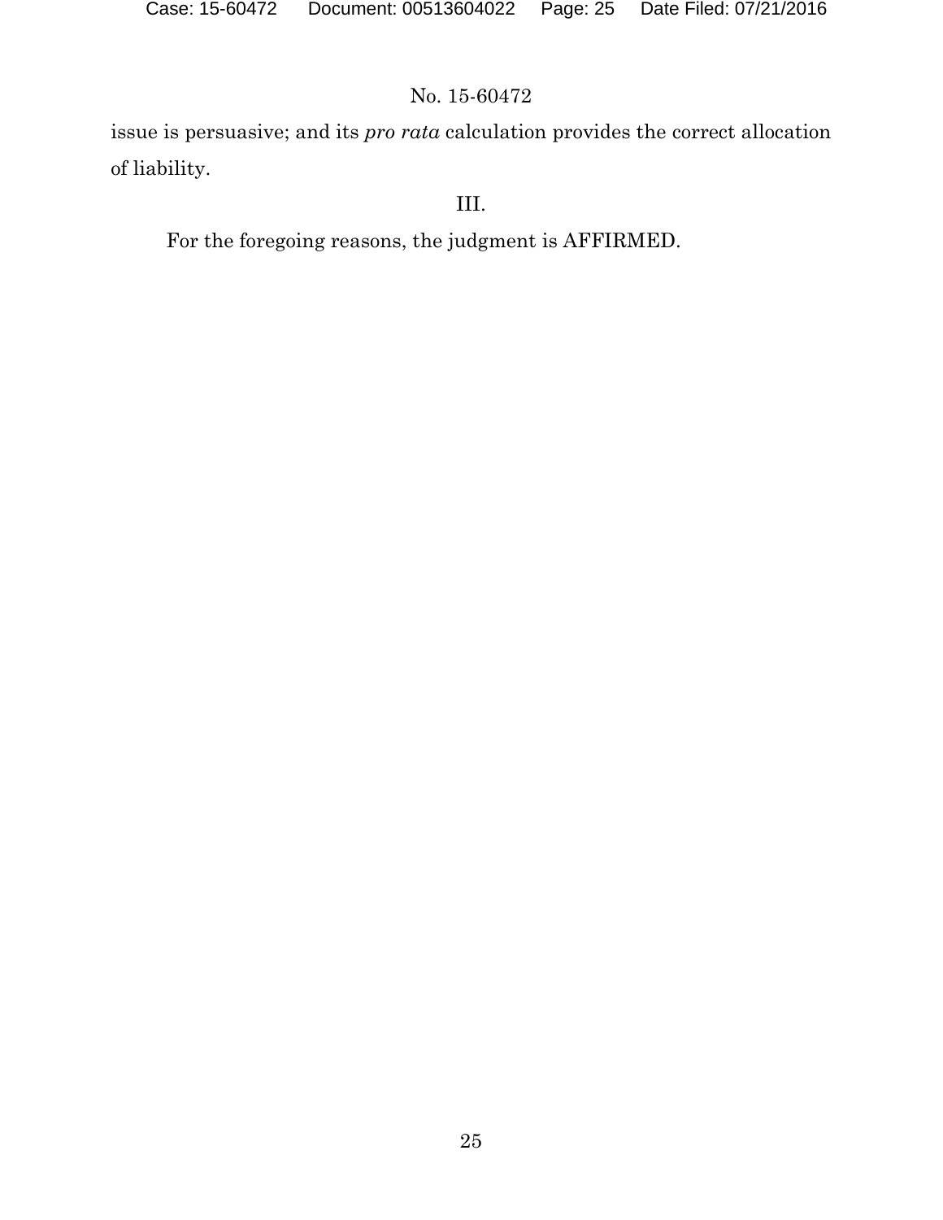issue is persuasive; and its *pro rata* calculation provides the correct allocation of liability.

III.

For the foregoing reasons, the judgment is AFFIRMED.